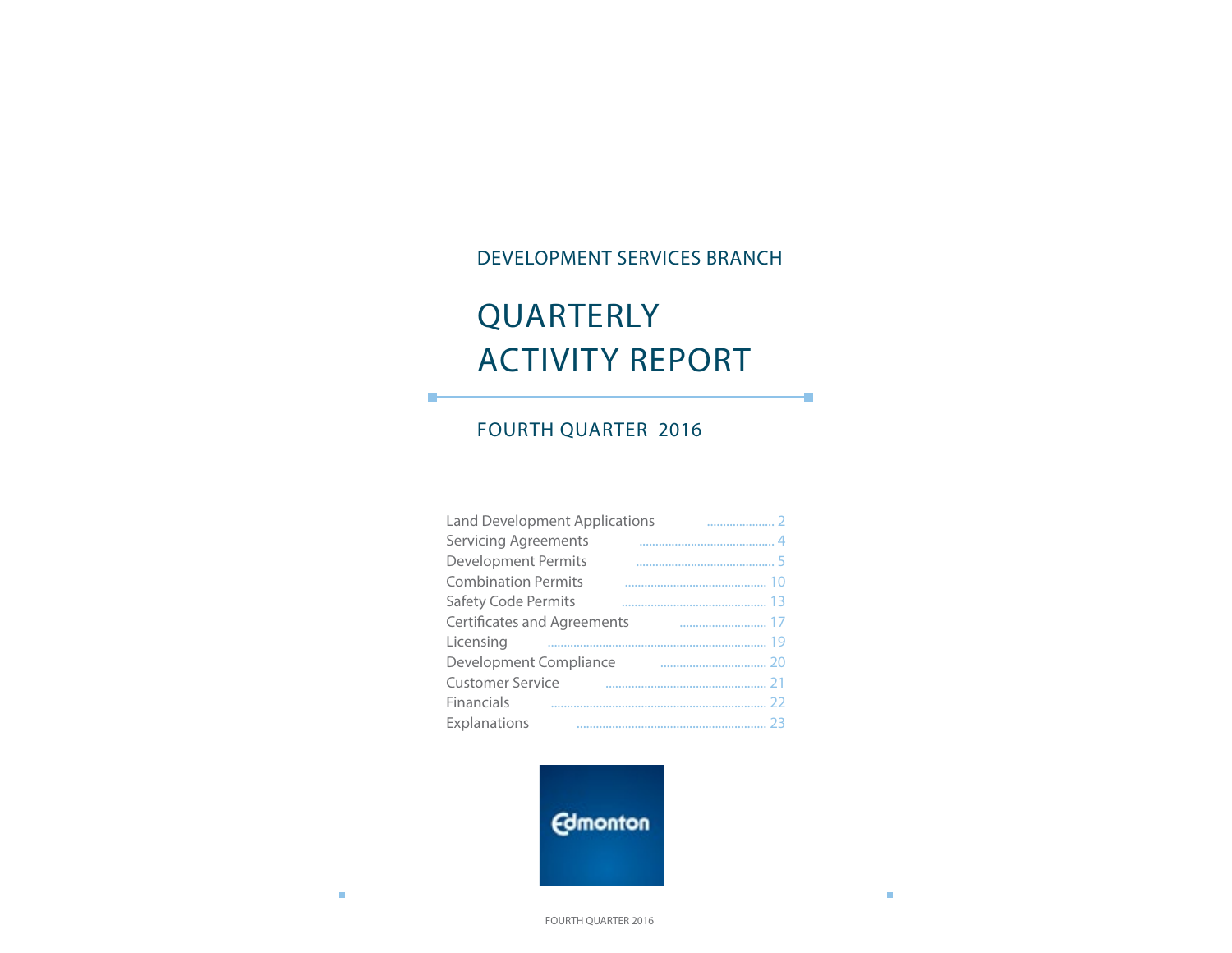DEVELOPMENT SERVICES BRANCH

# QUARTERLY ACTIVITY REPORT

## FOURTH QUARTER 2016

| | |
|---|---|
| Land Development Applications | 2 |
| Servicing Agreements | 4 |
| Development Permits | 5 |
| Combination Permits | 10 |
| Safety Code Permits | 13 |
| Certificates and Agreements | 17 |
| Licensing | 19 |
| Development Compliance | 20 |
| Customer Service | 21 |
| Financials | 22 |
| Explanations | 23 |

Edmonton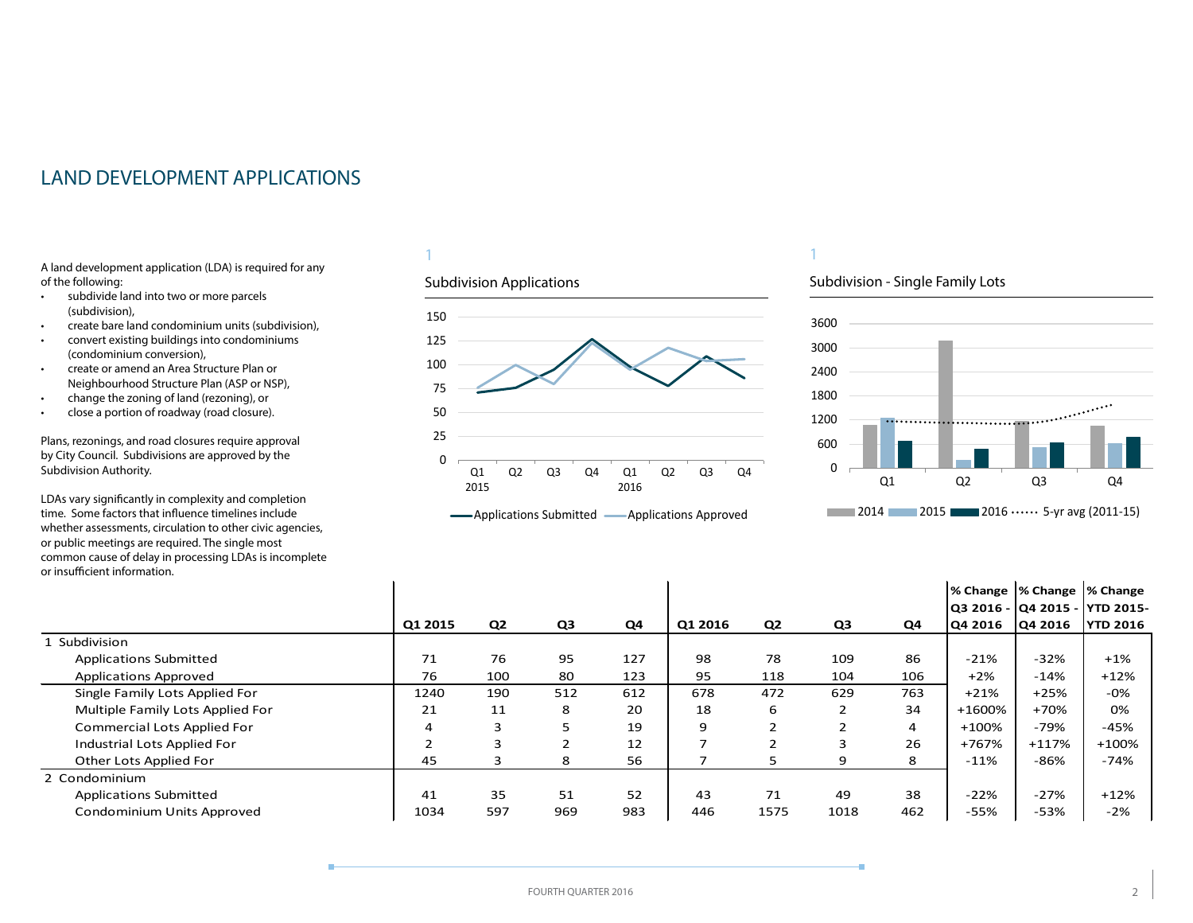# LAND DEVELOPMENT APPLICATIONS

A land development application (LDA) is required for any of the following:

- subdivide land into two or more parcels (subdivision),
- create bare land condominium units (subdivision),
- convert existing buildings into condominiums (condominium conversion),
- create or amend an Area Structure Plan or Neighbourhood Structure Plan (ASP or NSP),
- change the zoning of land (rezoning), or
- close a portion of roadway (road closure).

Plans, rezonings, and road closures require approval by City Council. Subdivisions are approved by the Subdivision Authority.

LDAs vary significantly in complexity and completion time. Some factors that influence timelines include whether assessments, circulation to other civic agencies, or public meetings are required. The single most common cause of delay in processing LDAs is incomplete or insufficient information.

1

Subdivision Applications

1

Subdivision - Single Family Lots

| | Q1 2015 | Q2 | Q3 | Q4 | Q1 2016 | Q2 | Q3 | Q4 | % Change Q3 2016 - Q4 2016 | % Change Q4 2015 - Q4 2016 | % Change YTD 2015- YTD 2016 |
|---|---|---|---|---|---|---|---|---|---|---|---|
| 1 Subdivision | | | | | | | | | | | |
| Applications Submitted | 71 | 76 | 95 | 127 | 98 | 78 | 109 | 86 | -21% | -32% | +1% |
| Applications Approved | 76 | 100 | 80 | 123 | 95 | 118 | 104 | 106 | +2% | -14% | +12% |
| Single Family Lots Applied For | 1240 | 190 | 512 | 612 | 678 | 472 | 629 | 763 | +21% | +25% | -0% |
| Multiple Family Lots Applied For | 21 | 11 | 8 | 20 | 18 | 6 | 2 | 34 | +1600% | +70% | 0% |
| Commercial Lots Applied For | 4 | 3 | 5 | 19 | 9 | 2 | 2 | 4 | +100% | -79% | -45% |
| Industrial Lots Applied For | 2 | 3 | 2 | 12 | 7 | 2 | 3 | 26 | +767% | +117% | +100% |
| Other Lots Applied For | 45 | 3 | 8 | 56 | 7 | 5 | 9 | 8 | -11% | -86% | -74% |
| 2 Condominium | | | | | | | | | | | |
| Applications Submitted | 41 | 35 | 51 | 52 | 43 | 71 | 49 | 38 | -22% | -27% | +12% |
| Condominium Units Approved | 1034 | 597 | 969 | 983 | 446 | 1575 | 1018 | 462 | -55% | -53% | -2% |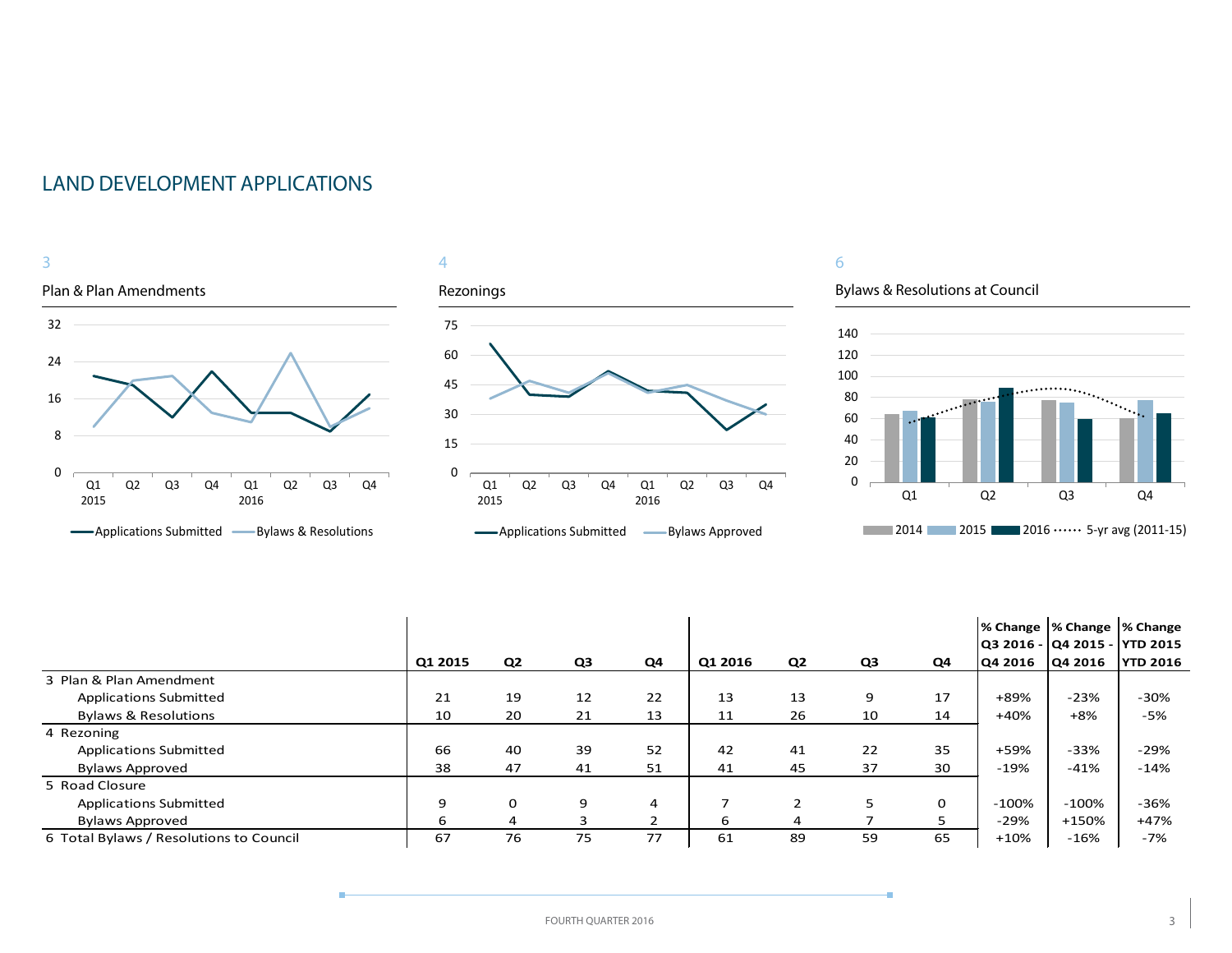## LAND DEVELOPMENT APPLICATIONS

3

Plan & Plan Amendments

4

Rezonings

6

Bylaws & Resolutions at Council

| | Q1 2015 | Q2 | Q3 | Q4 | Q1 2016 | Q2 | Q3 | Q4 | % Change Q3 2016 - Q4 2016 | % Change Q4 2015 - Q4 2016 | % Change YTD 2015 YTD 2016 |
|---|---|---|---|---|---|---|---|---|---|---|---|
| 3 Plan & Plan Amendment | | | | | | | | | | | |
| Applications Submitted | 21 | 19 | 12 | 22 | 13 | 13 | 9 | 17 | +89% | -23% | -30% |
| Bylaws & Resolutions | 10 | 20 | 21 | 13 | 11 | 26 | 10 | 14 | +40% | +8% | -5% |
| 4 Rezoning | | | | | | | | | | | |
| Applications Submitted | 66 | 40 | 39 | 52 | 42 | 41 | 22 | 35 | +59% | -33% | -29% |
| Bylaws Approved | 38 | 47 | 41 | 51 | 41 | 45 | 37 | 30 | -19% | -41% | -14% |
| 5 Road Closure | | | | | | | | | | | |
| Applications Submitted | 9 | 0 | 9 | 4 | 7 | 2 | 5 | 0 | -100% | -100% | -36% |
| Bylaws Approved | 6 | 4 | 3 | 2 | 6 | 4 | 7 | 5 | -29% | +150% | +47% |
| 6 Total Bylaws / Resolutions to Council | 67 | 76 | 75 | 77 | 61 | 89 | 59 | 65 | +10% | -16% | -7% |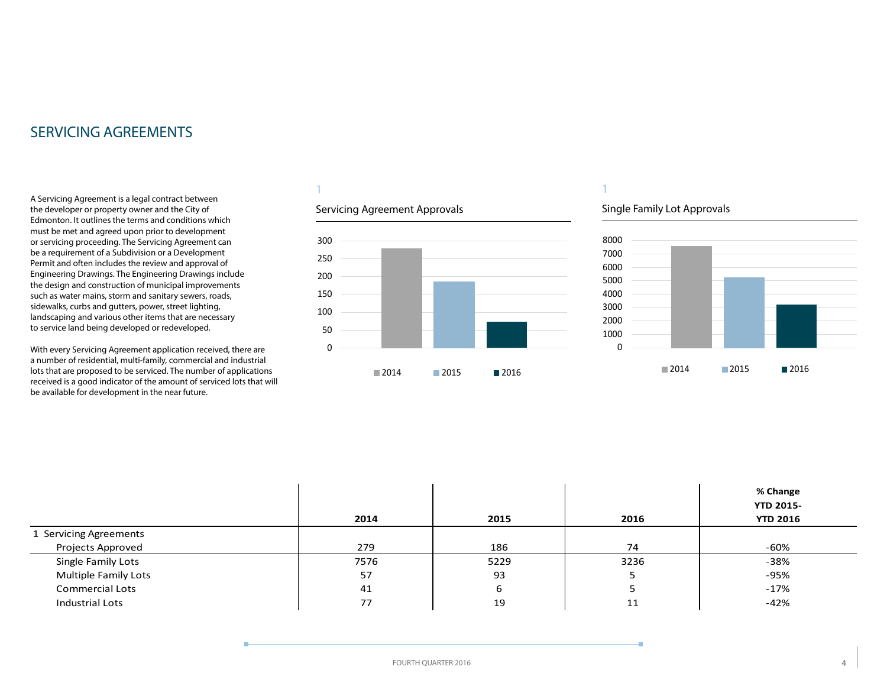# SERVICING AGREEMENTS

A Servicing Agreement is a legal contract between the developer or property owner and the City of Edmonton. It outlines the terms and conditions which must be met and agreed upon prior to development or servicing proceeding. The Servicing Agreement can be a requirement of a Subdivision or a Development Permit and often includes the review and approval of Engineering Drawings. The Engineering Drawings include the design and construction of municipal improvements such as water mains, storm and sanitary sewers, roads, sidewalks, curbs and gutters, power, street lighting, landscaping and various other items that are necessary to service land being developed or redeveloped.

With every Servicing Agreement application received, there are a number of residential, multi-family, commercial and industrial lots that are proposed to be serviced. The number of applications received is a good indicator of the amount of serviced lots that will be available for development in the near future.

1

Servicing Agreement Approvals

1

Single Family Lot Approvals

| | 2014 | 2015 | 2016 | % Change YTD 2015- YTD 2016 |
|---|---|---|---|---|
| 1 Servicing Agreements | | | | |
| Projects Approved | 279 | 186 | 74 | -60% |
| Single Family Lots | 7576 | 5229 | 3236 | -38% |
| Multiple Family Lots | 57 | 93 | 5 | -95% |
| Commercial Lots | 41 | 6 | 5 | -17% |
| Industrial Lots | 77 | 19 | 11 | -42% |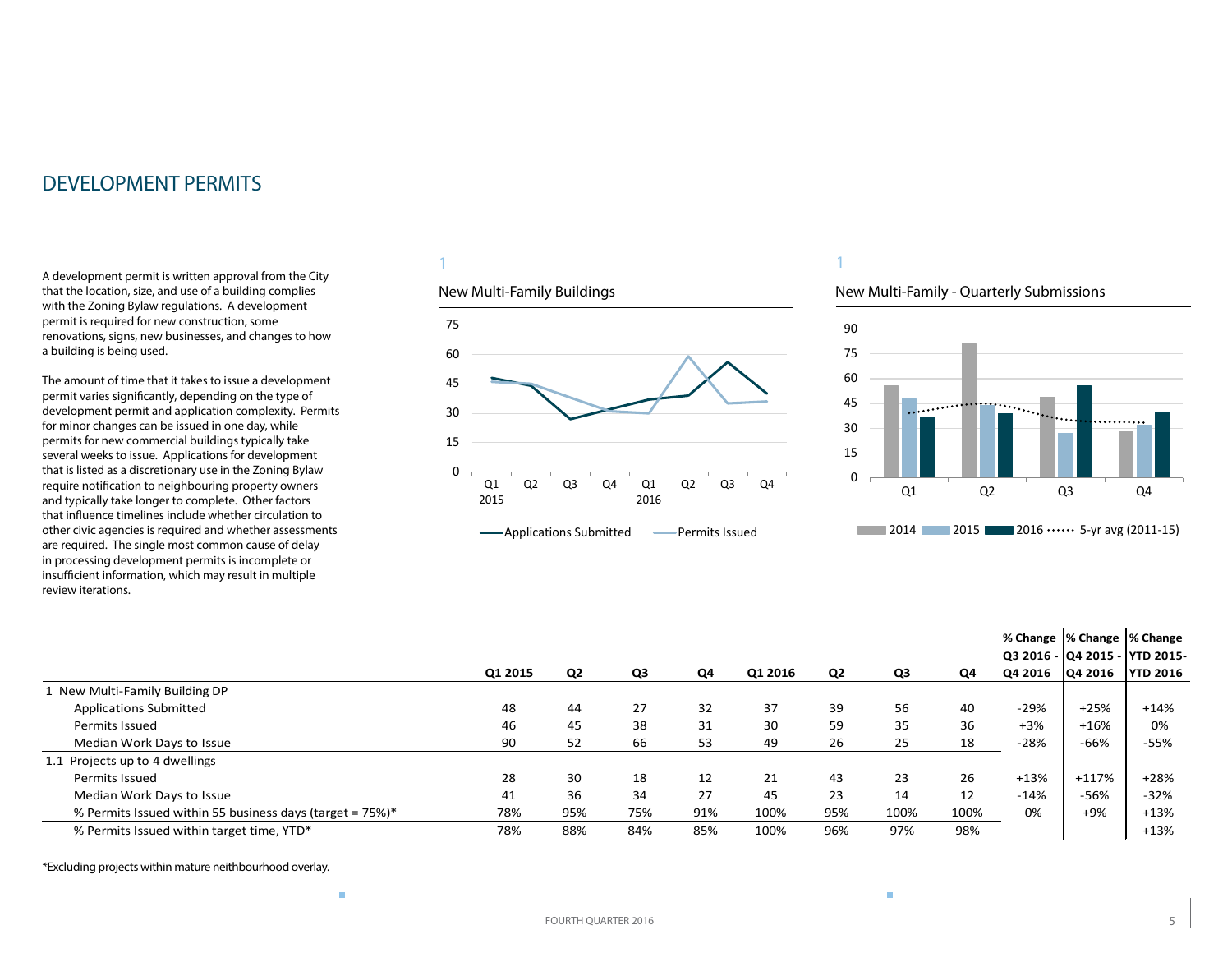# DEVELOPMENT PERMITS

A development permit is written approval from the City that the location, size, and use of a building complies with the Zoning Bylaw regulations. A development permit is required for new construction, some renovations, signs, new businesses, and changes to how a building is being used.

The amount of time that it takes to issue a development permit varies significantly, depending on the type of development permit and application complexity. Permits for minor changes can be issued in one day, while permits for new commercial buildings typically take several weeks to issue. Applications for development that is listed as a discretionary use in the Zoning Bylaw require notification to neighbouring property owners and typically take longer to complete. Other factors that influence timelines include whether circulation to other civic agencies is required and whether assessments are required. The single most common cause of delay in processing development permits is incomplete or insufficient information, which may result in multiple review iterations.

1

New Multi-Family Buildings

1

New Multi-Family - Quarterly Submissions

| | Q1 2015 | Q2 | Q3 | Q4 | Q1 2016 | Q2 | Q3 | Q4 | % Change Q3 2016 - Q4 2016 | % Change Q4 2015 - Q4 2016 | % Change YTD 2015- YTD 2016 |
|---|---|---|---|---|---|---|---|---|---|---|---|
| 1 New Multi-Family Building DP | | | | | | | | | | | |
| Applications Submitted | 48 | 44 | 27 | 32 | 37 | 39 | 56 | 40 | -29% | +25% | +14% |
| Permits Issued | 46 | 45 | 38 | 31 | 30 | 59 | 35 | 36 | +3% | +16% | 0% |
| Median Work Days to Issue | 90 | 52 | 66 | 53 | 49 | 26 | 25 | 18 | -28% | -66% | -55% |
| 1.1 Projects up to 4 dwellings | | | | | | | | | | | |
| Permits Issued | 28 | 30 | 18 | 12 | 21 | 43 | 23 | 26 | +13% | +117% | +28% |
| Median Work Days to Issue | 41 | 36 | 34 | 27 | 45 | 23 | 14 | 12 | -14% | -56% | -32% |
| % Permits Issued within 55 business days (target = 75%)* | 78% | 95% | 75% | 91% | 100% | 95% | 100% | 100% | 0% | +9% | +13% |
| % Permits Issued within target time, YTD* | 78% | 88% | 84% | 85% | 100% | 96% | 97% | 98% | | | +13% |

*Excluding projects within mature neithbourhood overlay.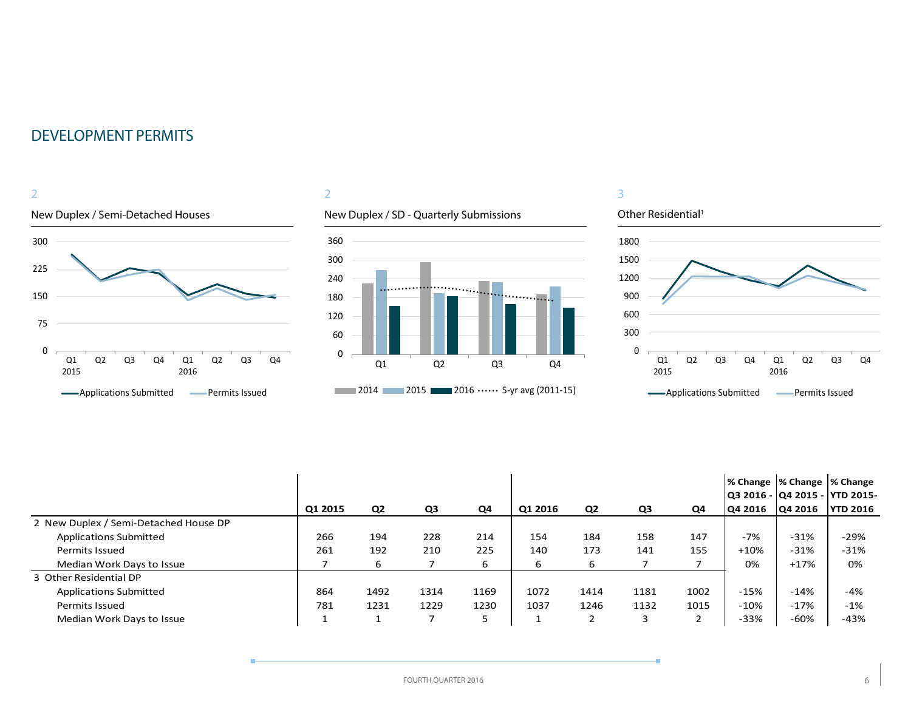# DEVELOPMENT PERMITS

2

New Duplex / Semi-Detached Houses

2

New Duplex / SD - Quarterly Submissions

3

Other Residential[1]

| | Q1 2015 | Q2 | Q3 | Q4 | Q1 2016 | Q2 | Q3 | Q4 | % Change Q3 2016 - Q4 2016 | % Change Q4 2015 - Q4 2016 | % Change YTD 2015-YTD 2016 |
|---|---|---|---|---|---|---|---|---|---|---|---|
| 2 New Duplex / Semi-Detached House DP | | | | | | | | | | | |
| Applications Submitted | 266 | 194 | 228 | 214 | 154 | 184 | 158 | 147 | -7% | -31% | -29% |
| Permits Issued | 261 | 192 | 210 | 225 | 140 | 173 | 141 | 155 | +10% | -31% | -31% |
| Median Work Days to Issue | 7 | 6 | 7 | 6 | 6 | 6 | 7 | 7 | 0% | +17% | 0% |
| 3 Other Residential DP | | | | | | | | | | | |
| Applications Submitted | 864 | 1492 | 1314 | 1169 | 1072 | 1414 | 1181 | 1002 | -15% | -14% | -4% |
| Permits Issued | 781 | 1231 | 1229 | 1230 | 1037 | 1246 | 1132 | 1015 | -10% | -17% | -1% |
| Median Work Days to Issue | 1 | 1 | 7 | 5 | 1 | 2 | 3 | 2 | -33% | -60% | -43% |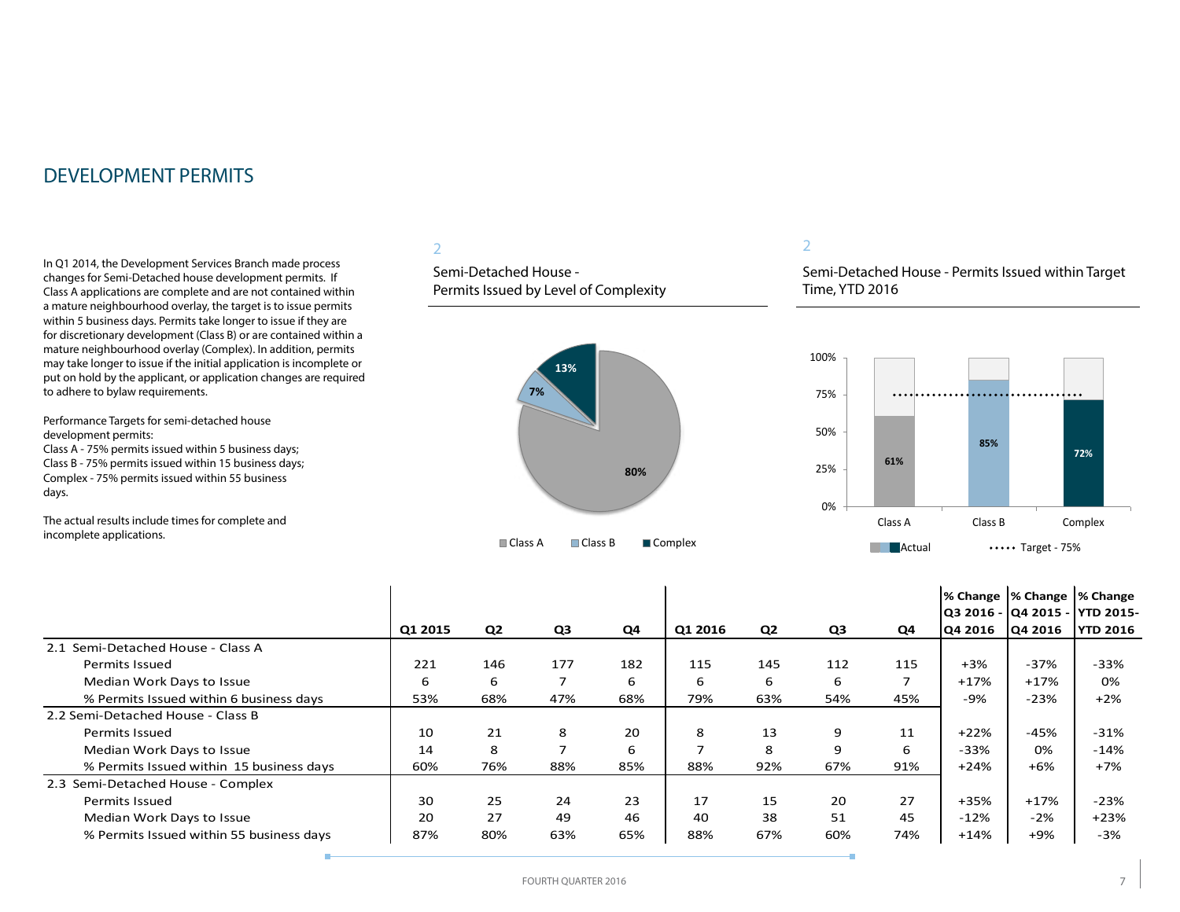# DEVELOPMENT PERMITS

In Q1 2014, the Development Services Branch made process changes for Semi-Detached house development permits. If Class A applications are complete and are not contained within a mature neighbourhood overlay, the target is to issue permits within 5 business days. Permits take longer to issue if they are for discretionary development (Class B) or are contained within a mature neighbourhood overlay (Complex). In addition, permits may take longer to issue if the initial application is incomplete or put on hold by the applicant, or application changes are required to adhere to bylaw requirements.

Performance Targets for semi-detached house development permits:
Class A - 75% permits issued within 5 business days;
Class B - 75% permits issued within 15 business days;
Complex - 75% permits issued within 55 business days.

The actual results include times for complete and incomplete applications.

2

Semi-Detached House - Permits Issued by Level of Complexity

| Class | Share |
|---|---|
| Class A | 80% |
| Class B | 7% |
| Complex | 13% |

2

Semi-Detached House - Permits Issued within Target Time, YTD 2016

| | Actual | Target |
|---|---|---|
| Class A | 61% | 75% |
| Class B | 85% | 75% |
| Complex | 72% | 75% |

| | Q1 2015 | Q2 | Q3 | Q4 | Q1 2016 | Q2 | Q3 | Q4 | % Change Q3 2016 - Q4 2016 | % Change Q4 2015 - Q4 2016 | % Change YTD 2015- YTD 2016 |
|---|---|---|---|---|---|---|---|---|---|---|---|
| 2.1 Semi-Detached House - Class A | | | | | | | | | | | |
| Permits Issued | 221 | 146 | 177 | 182 | 115 | 145 | 112 | 115 | +3% | -37% | -33% |
| Median Work Days to Issue | 6 | 6 | 7 | 6 | 6 | 6 | 6 | 7 | +17% | +17% | 0% |
| % Permits Issued within 6 business days | 53% | 68% | 47% | 68% | 79% | 63% | 54% | 45% | -9% | -23% | +2% |
| 2.2 Semi-Detached House - Class B | | | | | | | | | | | |
| Permits Issued | 10 | 21 | 8 | 20 | 8 | 13 | 9 | 11 | +22% | -45% | -31% |
| Median Work Days to Issue | 14 | 8 | 7 | 6 | 7 | 8 | 9 | 6 | -33% | 0% | -14% |
| % Permits Issued within 15 business days | 60% | 76% | 88% | 85% | 88% | 92% | 67% | 91% | +24% | +6% | +7% |
| 2.3 Semi-Detached House - Complex | | | | | | | | | | | |
| Permits Issued | 30 | 25 | 24 | 23 | 17 | 15 | 20 | 27 | +35% | +17% | -23% |
| Median Work Days to Issue | 20 | 27 | 49 | 46 | 40 | 38 | 51 | 45 | -12% | -2% | +23% |
| % Permits Issued within 55 business days | 87% | 80% | 63% | 65% | 88% | 67% | 60% | 74% | +14% | +9% | -3% |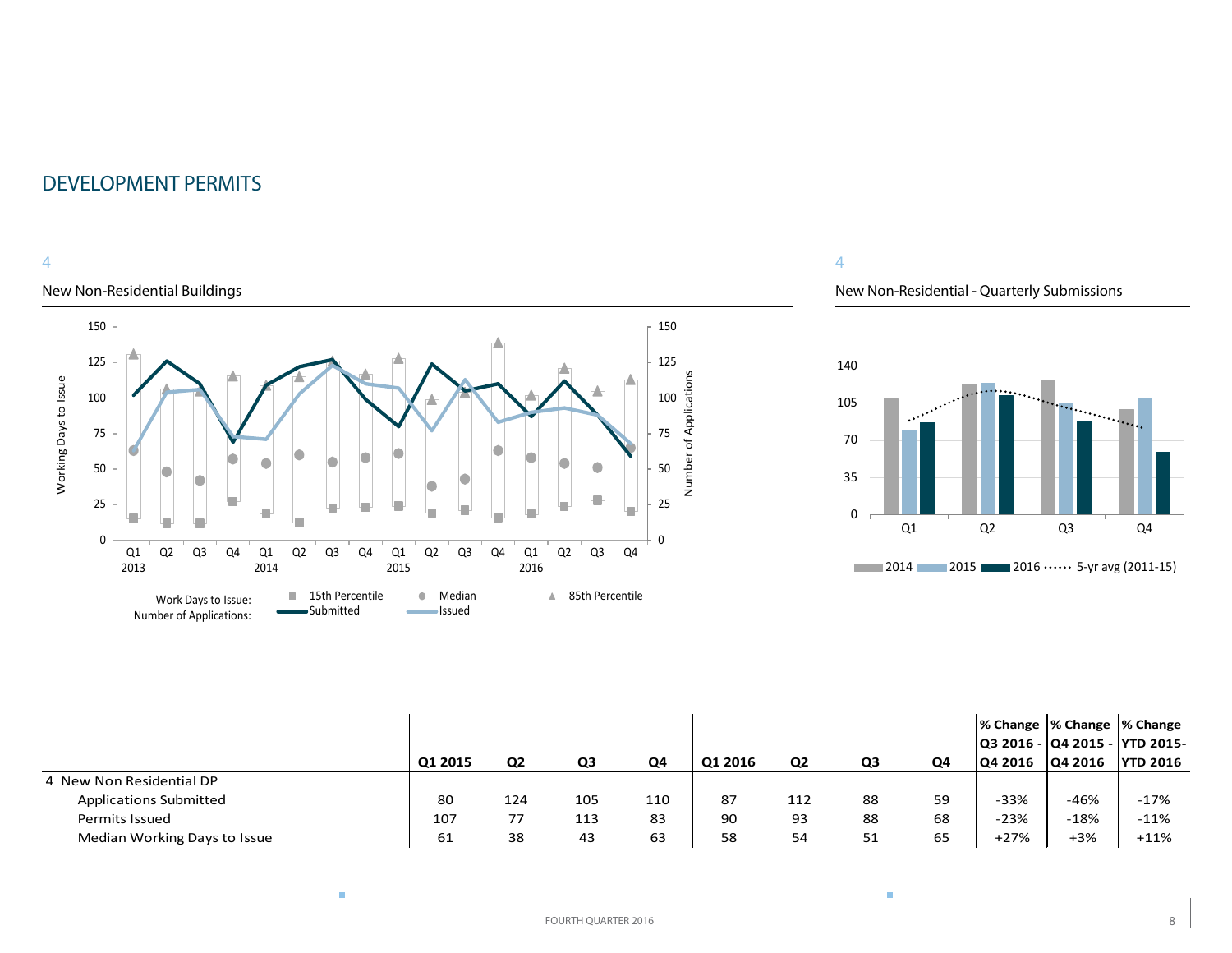# DEVELOPMENT PERMITS

4

New Non-Residential Buildings

4

New Non-Residential - Quarterly Submissions

| | Q1 2015 | Q2 | Q3 | Q4 | Q1 2016 | Q2 | Q3 | Q4 | % Change Q3 2016 - Q4 2016 | % Change Q4 2015 - Q4 2016 | % Change YTD 2015- YTD 2016 |
|---|---|---|---|---|---|---|---|---|---|---|---|
| 4 New Non Residential DP | | | | | | | | | | | |
| Applications Submitted | 80 | 124 | 105 | 110 | 87 | 112 | 88 | 59 | -33% | -46% | -17% |
| Permits Issued | 107 | 77 | 113 | 83 | 90 | 93 | 88 | 68 | -23% | -18% | -11% |
| Median Working Days to Issue | 61 | 38 | 43 | 63 | 58 | 54 | 51 | 65 | +27% | +3% | +11% |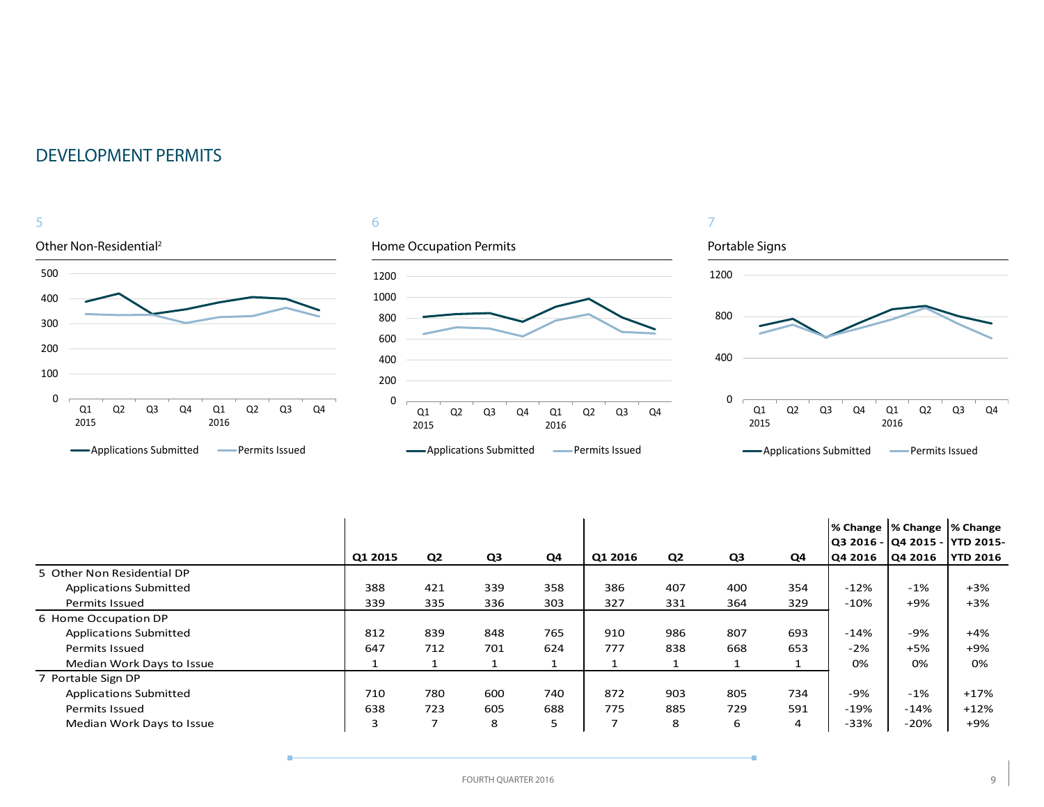# DEVELOPMENT PERMITS

5

Other Non-Residential[2]

6

Home Occupation Permits

7

Portable Signs

| | Q1 2015 | Q2 | Q3 | Q4 | Q1 2016 | Q2 | Q3 | Q4 | % Change Q3 2016 - Q4 2016 | % Change Q4 2015 - Q4 2016 | % Change YTD 2015-YTD 2016 |
|---|---|---|---|---|---|---|---|---|---|---|---|
| 5 Other Non Residential DP | | | | | | | | | | | |
| Applications Submitted | 388 | 421 | 339 | 358 | 386 | 407 | 400 | 354 | -12% | -1% | +3% |
| Permits Issued | 339 | 335 | 336 | 303 | 327 | 331 | 364 | 329 | -10% | +9% | +3% |
| 6 Home Occupation DP | | | | | | | | | | | |
| Applications Submitted | 812 | 839 | 848 | 765 | 910 | 986 | 807 | 693 | -14% | -9% | +4% |
| Permits Issued | 647 | 712 | 701 | 624 | 777 | 838 | 668 | 653 | -2% | +5% | +9% |
| Median Work Days to Issue | 1 | 1 | 1 | 1 | 1 | 1 | 1 | 1 | 0% | 0% | 0% |
| 7 Portable Sign DP | | | | | | | | | | | |
| Applications Submitted | 710 | 780 | 600 | 740 | 872 | 903 | 805 | 734 | -9% | -1% | +17% |
| Permits Issued | 638 | 723 | 605 | 688 | 775 | 885 | 729 | 591 | -19% | -14% | +12% |
| Median Work Days to Issue | 3 | 7 | 8 | 5 | 7 | 8 | 6 | 4 | -33% | -20% | +9% |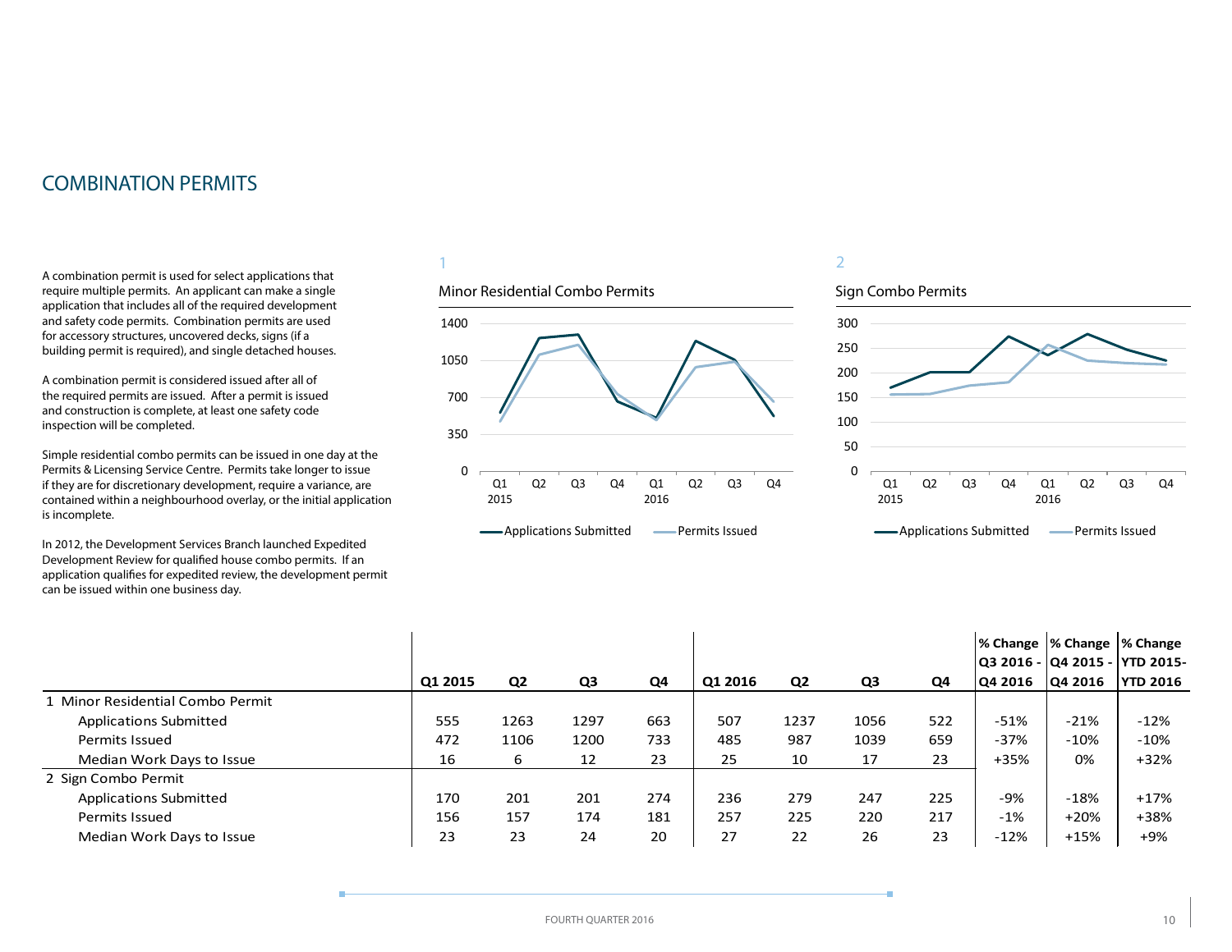# COMBINATION PERMITS

A combination permit is used for select applications that require multiple permits. An applicant can make a single application that includes all of the required development and safety code permits. Combination permits are used for accessory structures, uncovered decks, signs (if a building permit is required), and single detached houses.

A combination permit is considered issued after all of the required permits are issued. After a permit is issued and construction is complete, at least one safety code inspection will be completed.

Simple residential combo permits can be issued in one day at the Permits & Licensing Service Centre. Permits take longer to issue if they are for discretionary development, require a variance, are contained within a neighbourhood overlay, or the initial application is incomplete.

In 2012, the Development Services Branch launched Expedited Development Review for qualified house combo permits. If an application qualifies for expedited review, the development permit can be issued within one business day.

1

Minor Residential Combo Permits

2

Sign Combo Permits

| | Q1 2015 | Q2 | Q3 | Q4 | Q1 2016 | Q2 | Q3 | Q4 | % Change Q3 2016 - Q4 2016 | % Change Q4 2015 - Q4 2016 | % Change YTD 2015-YTD 2016 |
|---|---|---|---|---|---|---|---|---|---|---|---|
| 1 Minor Residential Combo Permit | | | | | | | | | | | |
| Applications Submitted | 555 | 1263 | 1297 | 663 | 507 | 1237 | 1056 | 522 | -51% | -21% | -12% |
| Permits Issued | 472 | 1106 | 1200 | 733 | 485 | 987 | 1039 | 659 | -37% | -10% | -10% |
| Median Work Days to Issue | 16 | 6 | 12 | 23 | 25 | 10 | 17 | 23 | +35% | 0% | +32% |
| 2 Sign Combo Permit | | | | | | | | | | | |
| Applications Submitted | 170 | 201 | 201 | 274 | 236 | 279 | 247 | 225 | -9% | -18% | +17% |
| Permits Issued | 156 | 157 | 174 | 181 | 257 | 225 | 220 | 217 | -1% | +20% | +38% |
| Median Work Days to Issue | 23 | 23 | 24 | 20 | 27 | 22 | 26 | 23 | -12% | +15% | +9% |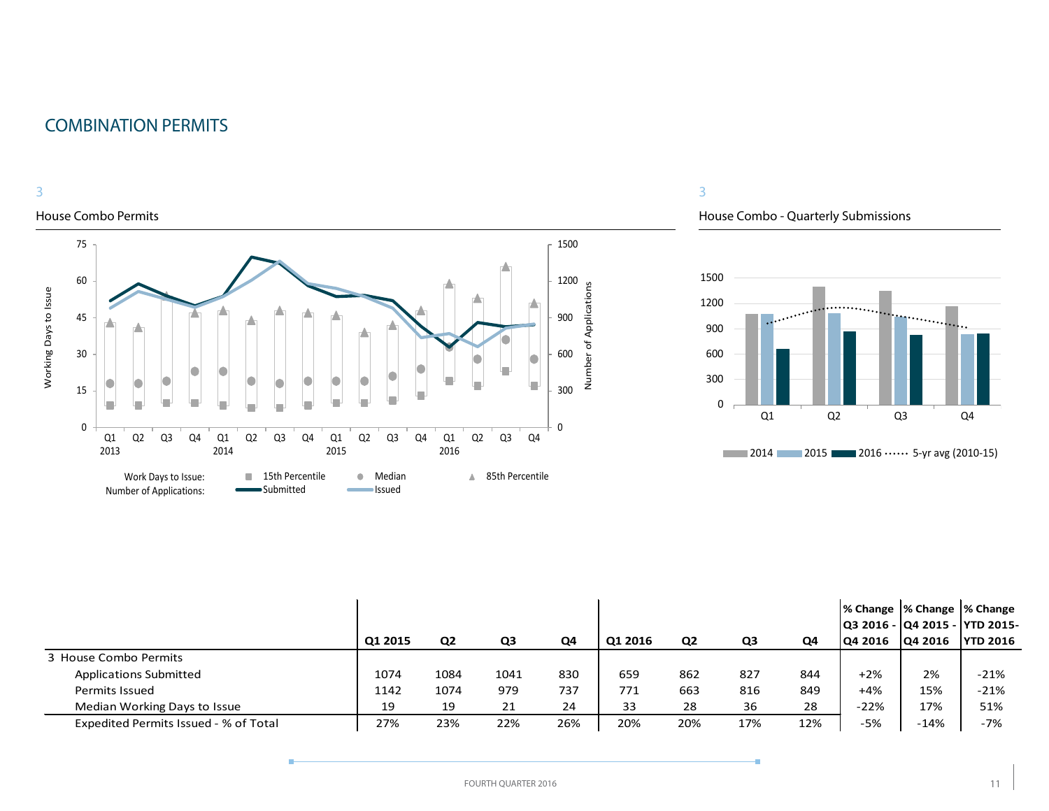## COMBINATION PERMITS

3

House Combo Permits

Working Days to Issue / Number of Applications

Work Days to Issue: 15th Percentile, Median, 85th Percentile
Number of Applications: Submitted, Issued

3

House Combo - Quarterly Submissions

2014 | 2015 | 2016 | 5-yr avg (2010-15)

| | Q1 2015 | Q2 | Q3 | Q4 | Q1 2016 | Q2 | Q3 | Q4 | % Change Q3 2016 - Q4 2016 | % Change Q4 2015 - Q4 2016 | % Change YTD 2015- YTD 2016 |
|---|---|---|---|---|---|---|---|---|---|---|---|
| 3 House Combo Permits | | | | | | | | | | | |
| Applications Submitted | 1074 | 1084 | 1041 | 830 | 659 | 862 | 827 | 844 | +2% | 2% | -21% |
| Permits Issued | 1142 | 1074 | 979 | 737 | 771 | 663 | 816 | 849 | +4% | 15% | -21% |
| Median Working Days to Issue | 19 | 19 | 21 | 24 | 33 | 28 | 36 | 28 | -22% | 17% | 51% |
| Expedited Permits Issued - % of Total | 27% | 23% | 22% | 26% | 20% | 20% | 17% | 12% | -5% | -14% | -7% |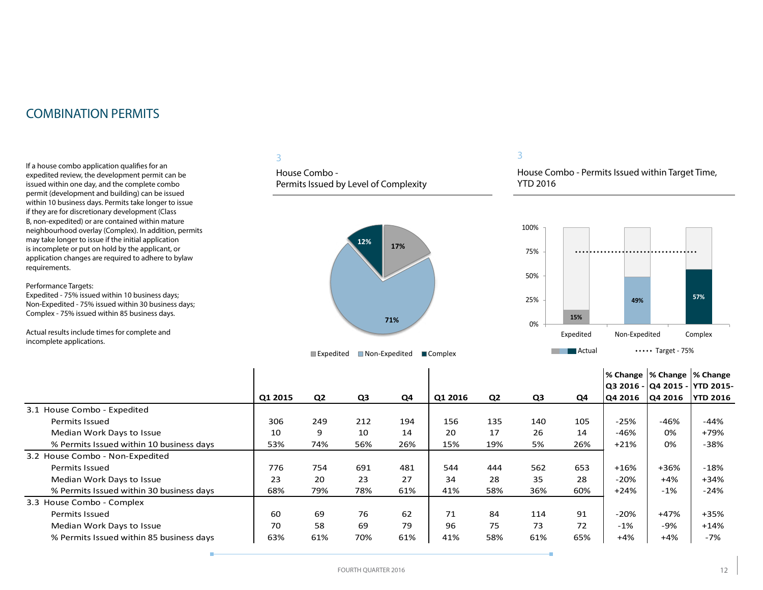## COMBINATION PERMITS

If a house combo application qualifies for an expedited review, the development permit can be issued within one day, and the complete combo permit (development and building) can be issued within 10 business days. Permits take longer to issue if they are for discretionary development (Class B, non-expedited) or are contained within mature neighbourhood overlay (Complex). In addition, permits may take longer to issue if the initial application is incomplete or put on hold by the applicant, or application changes are required to adhere to bylaw requirements.

Performance Targets:
Expedited - 75% issued within 10 business days;
Non-Expedited - 75% issued within 30 business days;
Complex - 75% issued within 85 business days.

Actual results include times for complete and incomplete applications.

3

House Combo -
Permits Issued by Level of Complexity

- Expedited: 17%
- Non-Expedited: 71%
- Complex: 12%

3

House Combo - Permits Issued within Target Time, YTD 2016

| | Expedited | Non-Expedited | Complex |
|---|---|---|---|
| Actual | 15% | 49% | 57% |
| Target | 75% | 75% | 75% |

| | Q1 2015 | Q2 | Q3 | Q4 | Q1 2016 | Q2 | Q3 | Q4 | % Change Q3 2016 - Q4 2016 | % Change Q4 2015 - Q4 2016 | % Change YTD 2015-YTD 2016 |
|---|---|---|---|---|---|---|---|---|---|---|---|
| **3.1 House Combo - Expedited** | | | | | | | | | | | |
| Permits Issued | 306 | 249 | 212 | 194 | 156 | 135 | 140 | 105 | -25% | -46% | -44% |
| Median Work Days to Issue | 10 | 9 | 10 | 14 | 20 | 17 | 26 | 14 | -46% | 0% | +79% |
| % Permits Issued within 10 business days | 53% | 74% | 56% | 26% | 15% | 19% | 5% | 26% | +21% | 0% | -38% |
| **3.2 House Combo - Non-Expedited** | | | | | | | | | | | |
| Permits Issued | 776 | 754 | 691 | 481 | 544 | 444 | 562 | 653 | +16% | +36% | -18% |
| Median Work Days to Issue | 23 | 20 | 23 | 27 | 34 | 28 | 35 | 28 | -20% | +4% | +34% |
| % Permits Issued within 30 business days | 68% | 79% | 78% | 61% | 41% | 58% | 36% | 60% | +24% | -1% | -24% |
| **3.3 House Combo - Complex** | | | | | | | | | | | |
| Permits Issued | 60 | 69 | 76 | 62 | 71 | 84 | 114 | 91 | -20% | +47% | +35% |
| Median Work Days to Issue | 70 | 58 | 69 | 79 | 96 | 75 | 73 | 72 | -1% | -9% | +14% |
| % Permits Issued within 85 business days | 63% | 61% | 70% | 61% | 41% | 58% | 61% | 65% | +4% | +4% | -7% |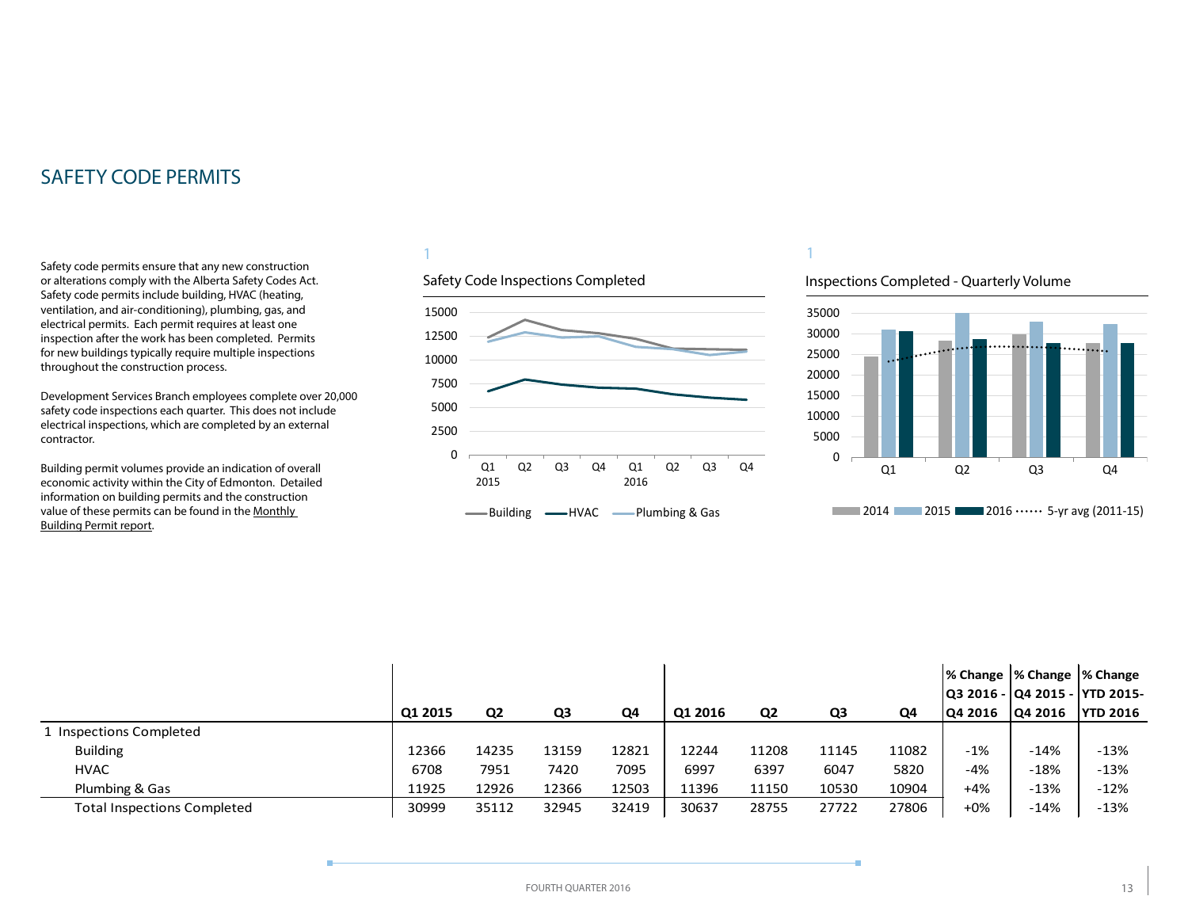## SAFETY CODE PERMITS

Safety code permits ensure that any new construction or alterations comply with the Alberta Safety Codes Act. Safety code permits include building, HVAC (heating, ventilation, and air-conditioning), plumbing, gas, and electrical permits. Each permit requires at least one inspection after the work has been completed. Permits for new buildings typically require multiple inspections throughout the construction process.

Development Services Branch employees complete over 20,000 safety code inspections each quarter. This does not include electrical inspections, which are completed by an external contractor.

Building permit volumes provide an indication of overall economic activity within the City of Edmonton. Detailed information on building permits and the construction value of these permits can be found in the Monthly Building Permit report.

1

Safety Code Inspections Completed

1

Inspections Completed - Quarterly Volume

| | Q1 2015 | Q2 | Q3 | Q4 | Q1 2016 | Q2 | Q3 | Q4 | % Change Q3 2016 - Q4 2016 | % Change Q4 2015 - Q4 2016 | % Change YTD 2015-YTD 2016 |
|---|---|---|---|---|---|---|---|---|---|---|---|
| 1 Inspections Completed | | | | | | | | | | | |
| Building | 12366 | 14235 | 13159 | 12821 | 12244 | 11208 | 11145 | 11082 | -1% | -14% | -13% |
| HVAC | 6708 | 7951 | 7420 | 7095 | 6997 | 6397 | 6047 | 5820 | -4% | -18% | -13% |
| Plumbing & Gas | 11925 | 12926 | 12366 | 12503 | 11396 | 11150 | 10530 | 10904 | +4% | -13% | -12% |
| Total Inspections Completed | 30999 | 35112 | 32945 | 32419 | 30637 | 28755 | 27722 | 27806 | +0% | -14% | -13% |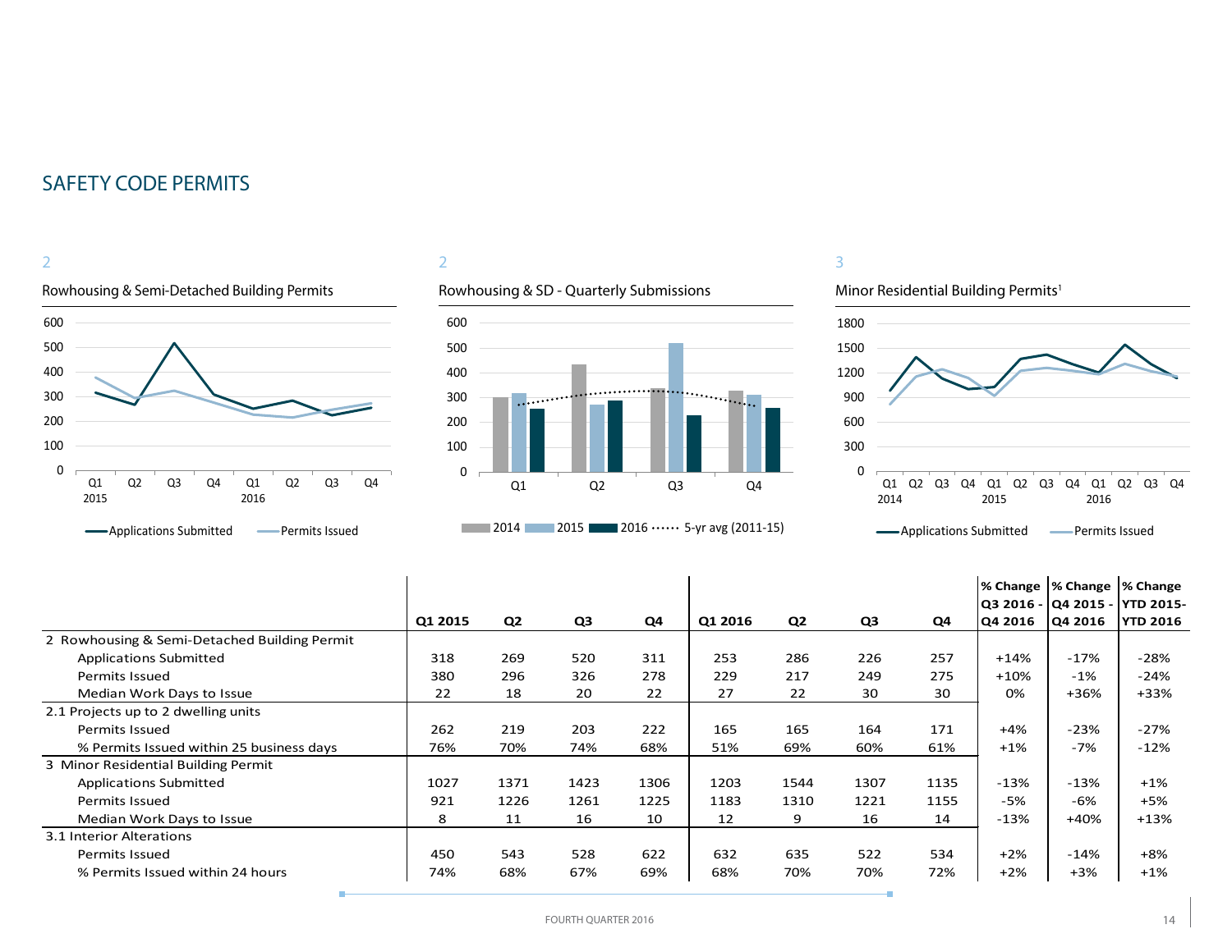## SAFETY CODE PERMITS

2

Rowhousing & Semi-Detached Building Permits

Applications Submitted — Permits Issued

2

Rowhousing & SD - Quarterly Submissions

2014 2015 2016 5-yr avg (2011-15)

3

Minor Residential Building Permits[1]

Applications Submitted — Permits Issued

| | Q1 2015 | Q2 | Q3 | Q4 | Q1 2016 | Q2 | Q3 | Q4 | % Change Q3 2016 - Q4 2016 | % Change Q4 2015 - Q4 2016 | % Change YTD 2015- YTD 2016 |
|---|---|---|---|---|---|---|---|---|---|---|---|
| 2 Rowhousing & Semi-Detached Building Permit | | | | | | | | | | | |
| Applications Submitted | 318 | 269 | 520 | 311 | 253 | 286 | 226 | 257 | +14% | -17% | -28% |
| Permits Issued | 380 | 296 | 326 | 278 | 229 | 217 | 249 | 275 | +10% | -1% | -24% |
| Median Work Days to Issue | 22 | 18 | 20 | 22 | 27 | 22 | 30 | 30 | 0% | +36% | +33% |
| 2.1 Projects up to 2 dwelling units | | | | | | | | | | | |
| Permits Issued | 262 | 219 | 203 | 222 | 165 | 165 | 164 | 171 | +4% | -23% | -27% |
| % Permits Issued within 25 business days | 76% | 70% | 74% | 68% | 51% | 69% | 60% | 61% | +1% | -7% | -12% |
| 3 Minor Residential Building Permit | | | | | | | | | | | |
| Applications Submitted | 1027 | 1371 | 1423 | 1306 | 1203 | 1544 | 1307 | 1135 | -13% | -13% | +1% |
| Permits Issued | 921 | 1226 | 1261 | 1225 | 1183 | 1310 | 1221 | 1155 | -5% | -6% | +5% |
| Median Work Days to Issue | 8 | 11 | 16 | 10 | 12 | 9 | 16 | 14 | -13% | +40% | +13% |
| 3.1 Interior Alterations | | | | | | | | | | | |
| Permits Issued | 450 | 543 | 528 | 622 | 632 | 635 | 522 | 534 | +2% | -14% | +8% |
| % Permits Issued within 24 hours | 74% | 68% | 67% | 69% | 68% | 70% | 70% | 72% | +2% | +3% | +1% |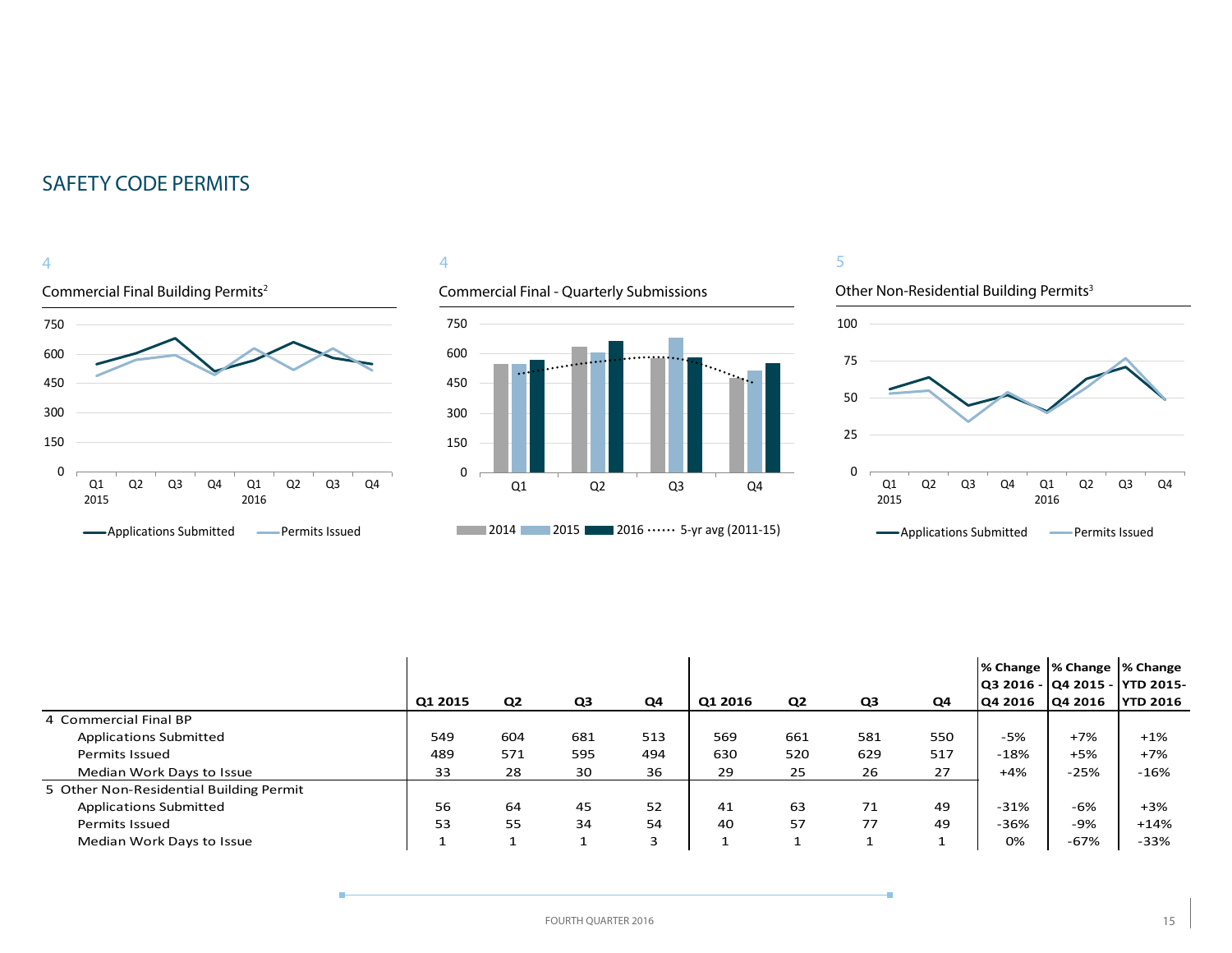## SAFETY CODE PERMITS

4

Commercial Final Building Permits[2]

4

Commercial Final - Quarterly Submissions

5

Other Non-Residential Building Permits[3]

| | Q1 2015 | Q2 | Q3 | Q4 | Q1 2016 | Q2 | Q3 | Q4 | % Change Q3 2016 - Q4 2016 | % Change Q4 2015 - Q4 2016 | % Change YTD 2015-YTD 2016 |
|---|---|---|---|---|---|---|---|---|---|---|---|
| 4 Commercial Final BP | | | | | | | | | | | |
| Applications Submitted | 549 | 604 | 681 | 513 | 569 | 661 | 581 | 550 | -5% | +7% | +1% |
| Permits Issued | 489 | 571 | 595 | 494 | 630 | 520 | 629 | 517 | -18% | +5% | +7% |
| Median Work Days to Issue | 33 | 28 | 30 | 36 | 29 | 25 | 26 | 27 | +4% | -25% | -16% |
| 5 Other Non-Residential Building Permit | | | | | | | | | | | |
| Applications Submitted | 56 | 64 | 45 | 52 | 41 | 63 | 71 | 49 | -31% | -6% | +3% |
| Permits Issued | 53 | 55 | 34 | 54 | 40 | 57 | 77 | 49 | -36% | -9% | +14% |
| Median Work Days to Issue | 1 | 1 | 1 | 3 | 1 | 1 | 1 | 1 | 0% | -67% | -33% |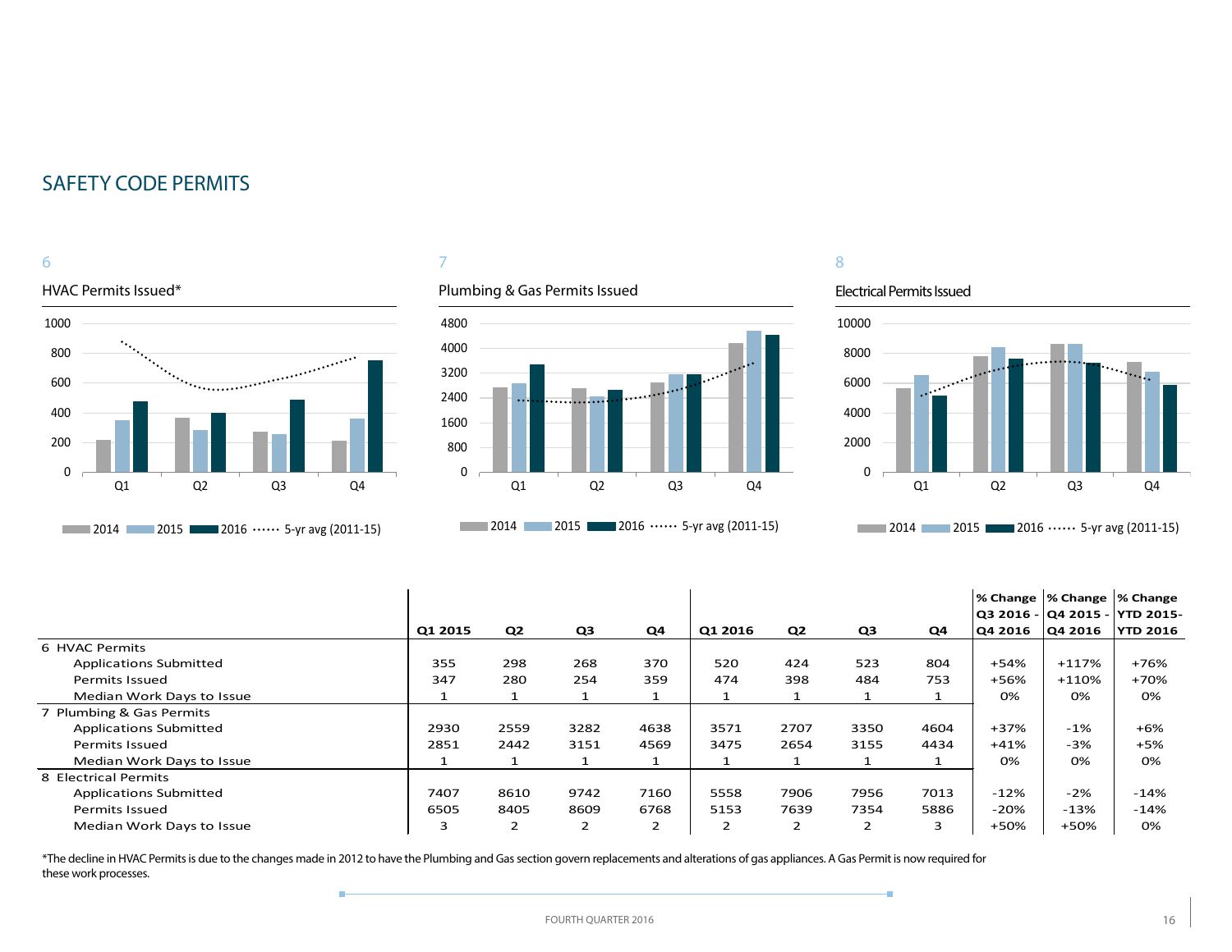## SAFETY CODE PERMITS

6

HVAC Permits Issued*

7

Plumbing & Gas Permits Issued

8

Electrical Permits Issued

| | Q1 2015 | Q2 | Q3 | Q4 | Q1 2016 | Q2 | Q3 | Q4 | % Change Q3 2016 - Q4 2016 | % Change Q4 2015 - Q4 2016 | % Change YTD 2015- YTD 2016 |
|---|---|---|---|---|---|---|---|---|---|---|---|
| 6 HVAC Permits | | | | | | | | | | | |
| Applications Submitted | 355 | 298 | 268 | 370 | 520 | 424 | 523 | 804 | +54% | +117% | +76% |
| Permits Issued | 347 | 280 | 254 | 359 | 474 | 398 | 484 | 753 | +56% | +110% | +70% |
| Median Work Days to Issue | 1 | 1 | 1 | 1 | 1 | 1 | 1 | 1 | 0% | 0% | 0% |
| 7 Plumbing & Gas Permits | | | | | | | | | | | |
| Applications Submitted | 2930 | 2559 | 3282 | 4638 | 3571 | 2707 | 3350 | 4604 | +37% | -1% | +6% |
| Permits Issued | 2851 | 2442 | 3151 | 4569 | 3475 | 2654 | 3155 | 4434 | +41% | -3% | +5% |
| Median Work Days to Issue | 1 | 1 | 1 | 1 | 1 | 1 | 1 | 1 | 0% | 0% | 0% |
| 8 Electrical Permits | | | | | | | | | | | |
| Applications Submitted | 7407 | 8610 | 9742 | 7160 | 5558 | 7906 | 7956 | 7013 | -12% | -2% | -14% |
| Permits Issued | 6505 | 8405 | 8609 | 6768 | 5153 | 7639 | 7354 | 5886 | -20% | -13% | -14% |
| Median Work Days to Issue | 3 | 2 | 2 | 2 | 2 | 2 | 2 | 3 | +50% | +50% | 0% |

*The decline in HVAC Permits is due to the changes made in 2012 to have the Plumbing and Gas section govern replacements and alterations of gas appliances. A Gas Permit is now required for these work processes.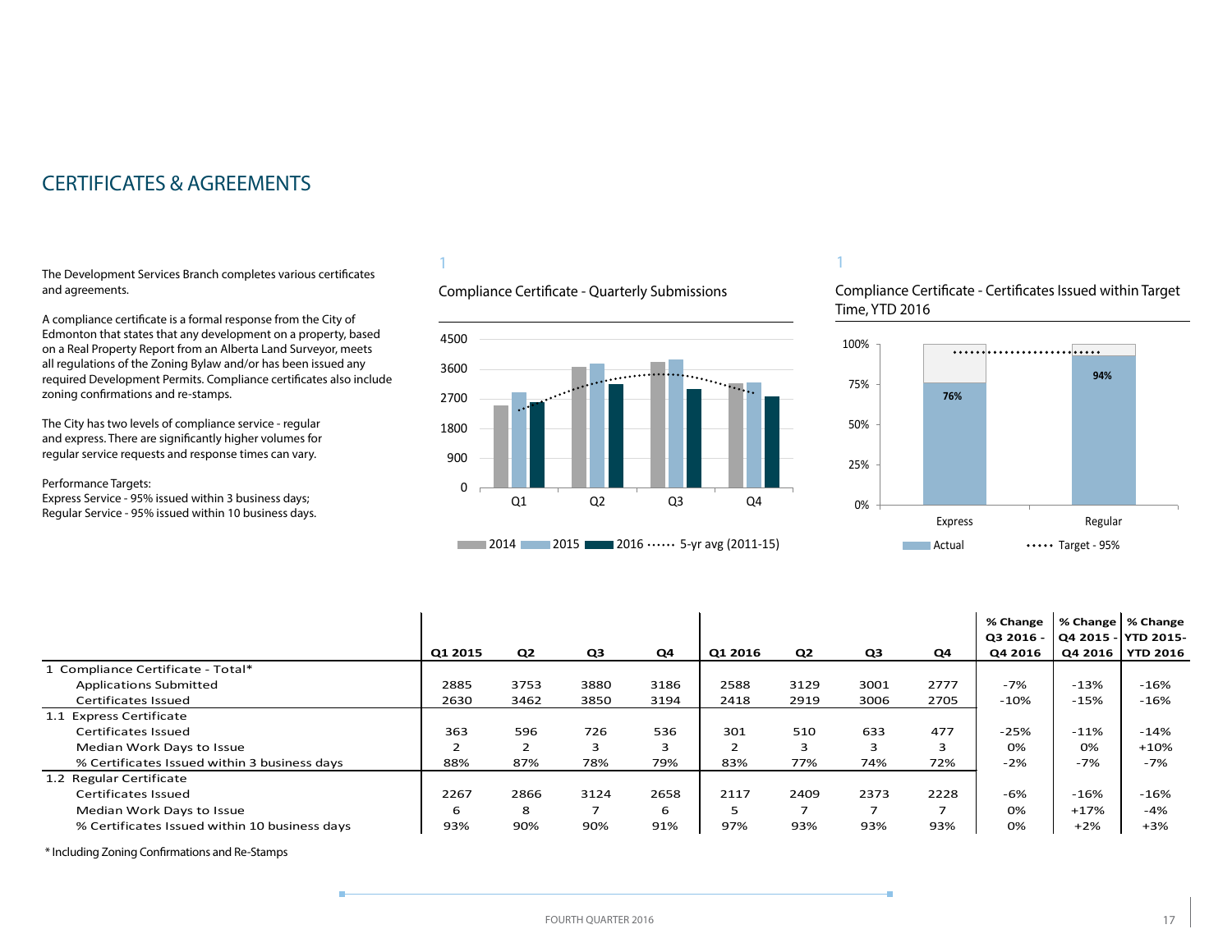# CERTIFICATES & AGREEMENTS

The Development Services Branch completes various certificates and agreements.

A compliance certificate is a formal response from the City of Edmonton that states that any development on a property, based on a Real Property Report from an Alberta Land Surveyor, meets all regulations of the Zoning Bylaw and/or has been issued any required Development Permits. Compliance certificates also include zoning confirmations and re-stamps.

The City has two levels of compliance service - regular and express. There are significantly higher volumes for regular service requests and response times can vary.

Performance Targets:
Express Service - 95% issued within 3 business days;
Regular Service - 95% issued within 10 business days.

1

Compliance Certificate - Quarterly Submissions

1

Compliance Certificate - Certificates Issued within Target Time, YTD 2016

| | Q1 2015 | Q2 | Q3 | Q4 | Q1 2016 | Q2 | Q3 | Q4 | % Change Q3 2016 - Q4 2016 | % Change Q4 2015 - Q4 2016 | % Change YTD 2015-YTD 2016 |
|---|---|---|---|---|---|---|---|---|---|---|---|
| 1 Compliance Certificate - Total* | | | | | | | | | | | |
| Applications Submitted | 2885 | 3753 | 3880 | 3186 | 2588 | 3129 | 3001 | 2777 | -7% | -13% | -16% |
| Certificates Issued | 2630 | 3462 | 3850 | 3194 | 2418 | 2919 | 3006 | 2705 | -10% | -15% | -16% |
| 1.1 Express Certificate | | | | | | | | | | | |
| Certificates Issued | 363 | 596 | 726 | 536 | 301 | 510 | 633 | 477 | -25% | -11% | -14% |
| Median Work Days to Issue | 2 | 2 | 3 | 3 | 2 | 3 | 3 | 3 | 0% | 0% | +10% |
| % Certificates Issued within 3 business days | 88% | 87% | 78% | 79% | 83% | 77% | 74% | 72% | -2% | -7% | -7% |
| 1.2 Regular Certificate | | | | | | | | | | | |
| Certificates Issued | 2267 | 2866 | 3124 | 2658 | 2117 | 2409 | 2373 | 2228 | -6% | -16% | -16% |
| Median Work Days to Issue | 6 | 8 | 7 | 6 | 5 | 7 | 7 | 7 | 0% | +17% | -4% |
| % Certificates Issued within 10 business days | 93% | 90% | 90% | 91% | 97% | 93% | 93% | 93% | 0% | +2% | +3% |

* Including Zoning Confirmations and Re-Stamps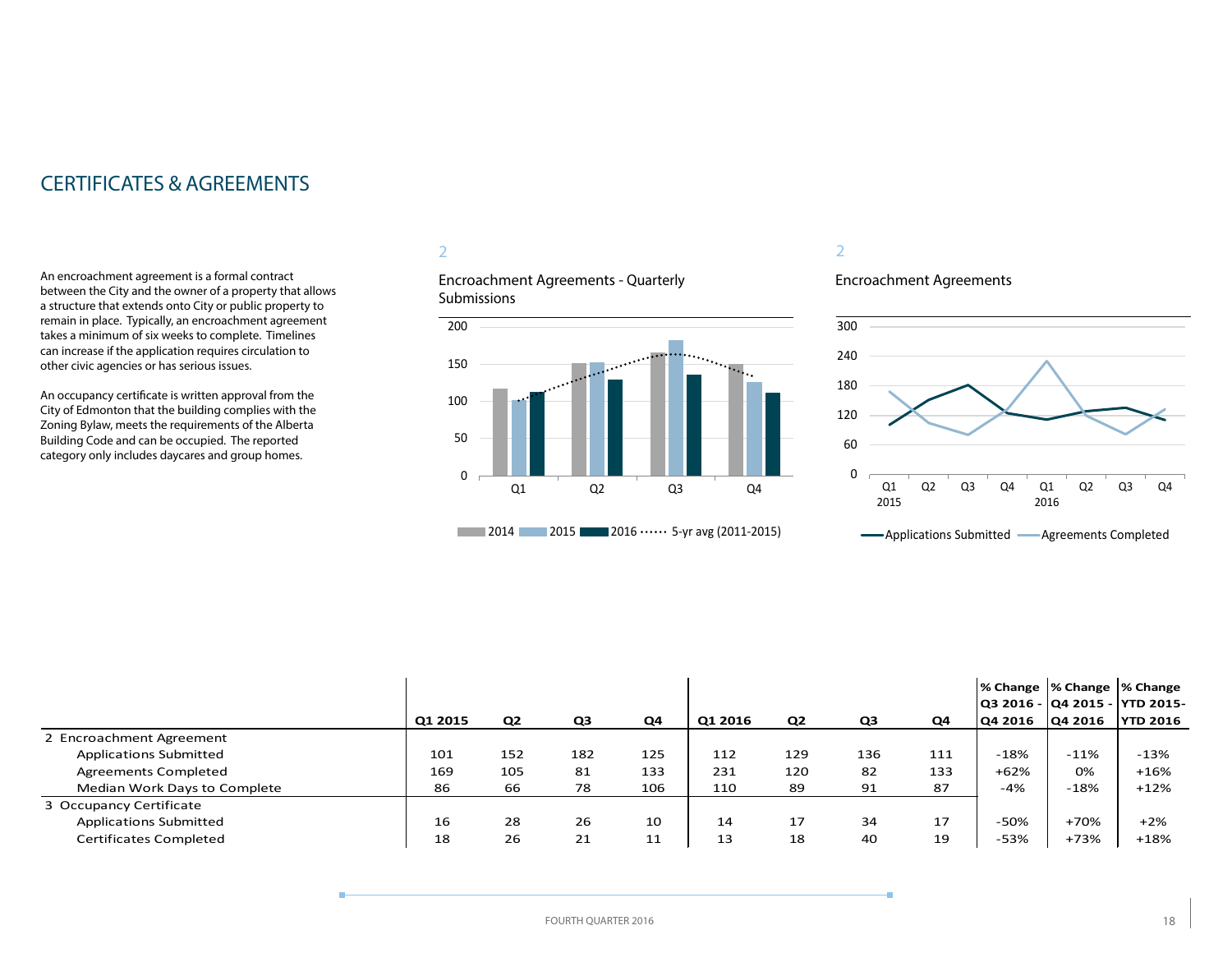# CERTIFICATES & AGREEMENTS

An encroachment agreement is a formal contract between the City and the owner of a property that allows a structure that extends onto City or public property to remain in place. Typically, an encroachment agreement takes a minimum of six weeks to complete. Timelines can increase if the application requires circulation to other civic agencies or has serious issues.

An occupancy certificate is written approval from the City of Edmonton that the building complies with the Zoning Bylaw, meets the requirements of the Alberta Building Code and can be occupied. The reported category only includes daycares and group homes.

2

Encroachment Agreements - Quarterly Submissions

2014 | 2015 | 2016 | 5-yr avg (2011-2015)

2

Encroachment Agreements

Applications Submitted | Agreements Completed

| | Q1 2015 | Q2 | Q3 | Q4 | Q1 2016 | Q2 | Q3 | Q4 | % Change Q3 2016 - Q4 2016 | % Change Q4 2015 - Q4 2016 | % Change YTD 2015-YTD 2016 |
|---|---|---|---|---|---|---|---|---|---|---|---|
| 2 Encroachment Agreement | | | | | | | | | | | |
| Applications Submitted | 101 | 152 | 182 | 125 | 112 | 129 | 136 | 111 | -18% | -11% | -13% |
| Agreements Completed | 169 | 105 | 81 | 133 | 231 | 120 | 82 | 133 | +62% | 0% | +16% |
| Median Work Days to Complete | 86 | 66 | 78 | 106 | 110 | 89 | 91 | 87 | -4% | -18% | +12% |
| 3 Occupancy Certificate | | | | | | | | | | | |
| Applications Submitted | 16 | 28 | 26 | 10 | 14 | 17 | 34 | 17 | -50% | +70% | +2% |
| Certificates Completed | 18 | 26 | 21 | 11 | 13 | 18 | 40 | 19 | -53% | +73% | +18% |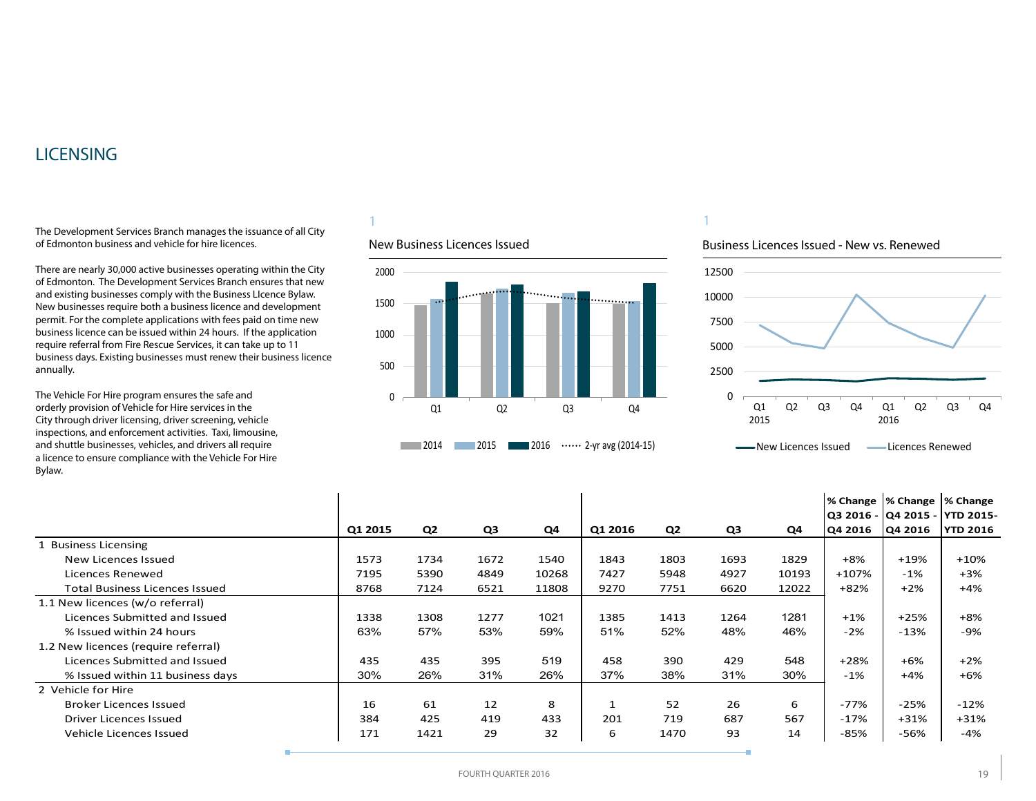## LICENSING

The Development Services Branch manages the issuance of all City of Edmonton business and vehicle for hire licences.

There are nearly 30,000 active businesses operating within the City of Edmonton. The Development Services Branch ensures that new and existing businesses comply with the Business LIcence Bylaw. New businesses require both a business licence and development permit. For the complete applications with fees paid on time new business licence can be issued within 24 hours. If the application require referral from Fire Rescue Services, it can take up to 11 business days. Existing businesses must renew their business licence annually.

The Vehicle For Hire program ensures the safe and orderly provision of Vehicle for Hire services in the City through driver licensing, driver screening, vehicle inspections, and enforcement activities. Taxi, limousine, and shuttle businesses, vehicles, and drivers all require a licence to ensure compliance with the Vehicle For Hire Bylaw.

1

New Business Licences Issued

1

Business Licences Issued - New vs. Renewed

| | Q1 2015 | Q2 | Q3 | Q4 | Q1 2016 | Q2 | Q3 | Q4 | % Change Q3 2016 - Q4 2016 | % Change Q4 2015 - Q4 2016 | % Change YTD 2015- YTD 2016 |
|---|---|---|---|---|---|---|---|---|---|---|---|
| 1 Business Licensing | | | | | | | | | | | |
| New Licences Issued | 1573 | 1734 | 1672 | 1540 | 1843 | 1803 | 1693 | 1829 | +8% | +19% | +10% |
| Licences Renewed | 7195 | 5390 | 4849 | 10268 | 7427 | 5948 | 4927 | 10193 | +107% | -1% | +3% |
| Total Business Licences Issued | 8768 | 7124 | 6521 | 11808 | 9270 | 7751 | 6620 | 12022 | +82% | +2% | +4% |
| 1.1 New licences (w/o referral) | | | | | | | | | | | |
| Licences Submitted and Issued | 1338 | 1308 | 1277 | 1021 | 1385 | 1413 | 1264 | 1281 | +1% | +25% | +8% |
| % Issued within 24 hours | 63% | 57% | 53% | 59% | 51% | 52% | 48% | 46% | -2% | -13% | -9% |
| 1.2 New licences (require referral) | | | | | | | | | | | |
| Licences Submitted and Issued | 435 | 435 | 395 | 519 | 458 | 390 | 429 | 548 | +28% | +6% | +2% |
| % Issued within 11 business days | 30% | 26% | 31% | 26% | 37% | 38% | 31% | 30% | -1% | +4% | +6% |
| 2 Vehicle for Hire | | | | | | | | | | | |
| Broker Licences Issued | 16 | 61 | 12 | 8 | 1 | 52 | 26 | 6 | -77% | -25% | -12% |
| Driver Licences Issued | 384 | 425 | 419 | 433 | 201 | 719 | 687 | 567 | -17% | +31% | +31% |
| Vehicle Licences Issued | 171 | 1421 | 29 | 32 | 6 | 1470 | 93 | 14 | -85% | -56% | -4% |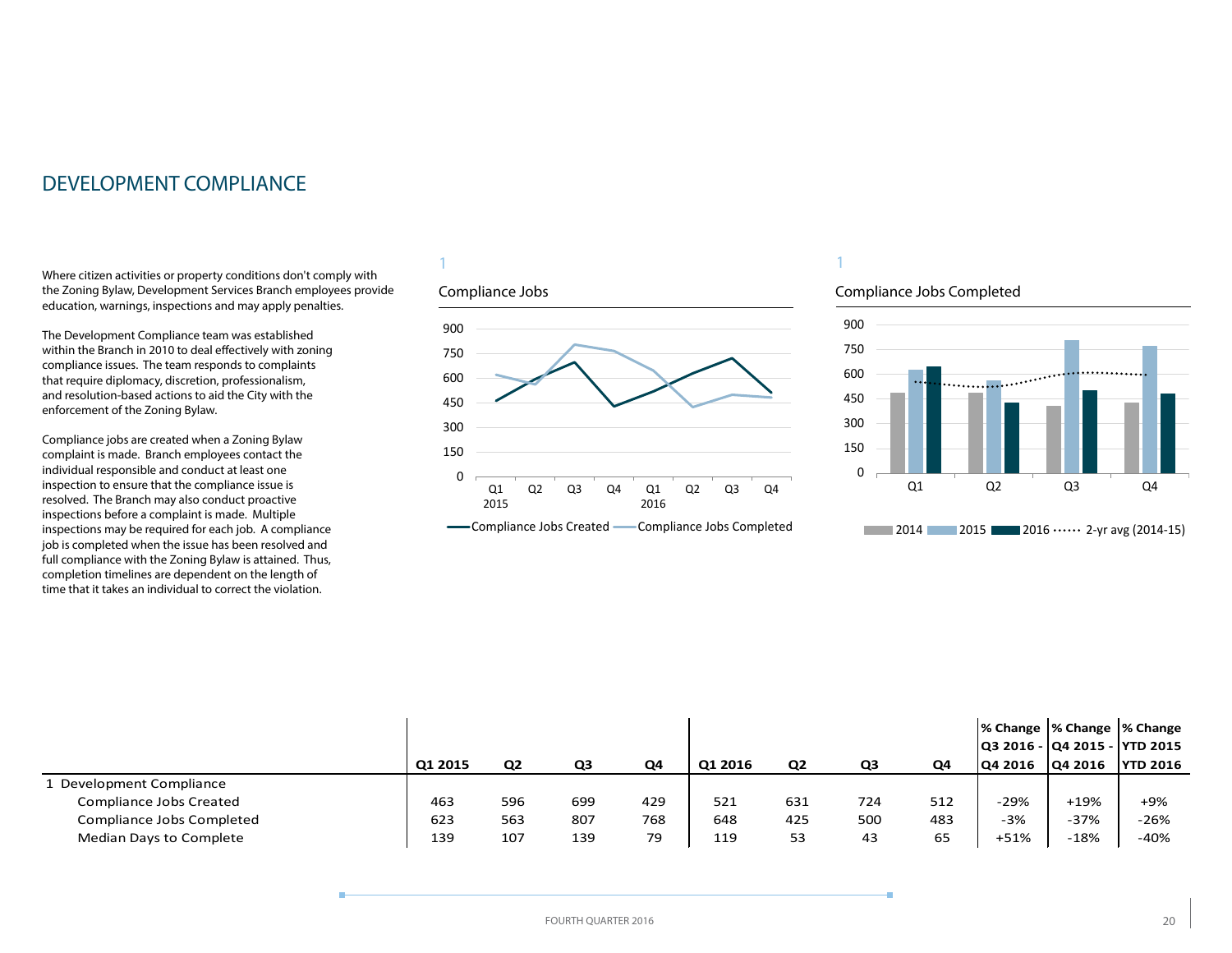# DEVELOPMENT COMPLIANCE

Where citizen activities or property conditions don't comply with the Zoning Bylaw, Development Services Branch employees provide education, warnings, inspections and may apply penalties.

The Development Compliance team was established within the Branch in 2010 to deal effectively with zoning compliance issues. The team responds to complaints that require diplomacy, discretion, professionalism, and resolution-based actions to aid the City with the enforcement of the Zoning Bylaw.

Compliance jobs are created when a Zoning Bylaw complaint is made. Branch employees contact the individual responsible and conduct at least one inspection to ensure that the compliance issue is resolved. The Branch may also conduct proactive inspections before a complaint is made. Multiple inspections may be required for each job. A compliance job is completed when the issue has been resolved and full compliance with the Zoning Bylaw is attained. Thus, completion timelines are dependent on the length of time that it takes an individual to correct the violation.

1

Compliance Jobs

1

Compliance Jobs Completed

| | Q1 2015 | Q2 | Q3 | Q4 | Q1 2016 | Q2 | Q3 | Q4 | % Change Q3 2016 - Q4 2016 | % Change Q4 2015 - Q4 2016 | % Change YTD 2015 YTD 2016 |
|---|---|---|---|---|---|---|---|---|---|---|---|
| 1 Development Compliance | | | | | | | | | | | |
| Compliance Jobs Created | 463 | 596 | 699 | 429 | 521 | 631 | 724 | 512 | -29% | +19% | +9% |
| Compliance Jobs Completed | 623 | 563 | 807 | 768 | 648 | 425 | 500 | 483 | -3% | -37% | -26% |
| Median Days to Complete | 139 | 107 | 139 | 79 | 119 | 53 | 43 | 65 | +51% | -18% | -40% |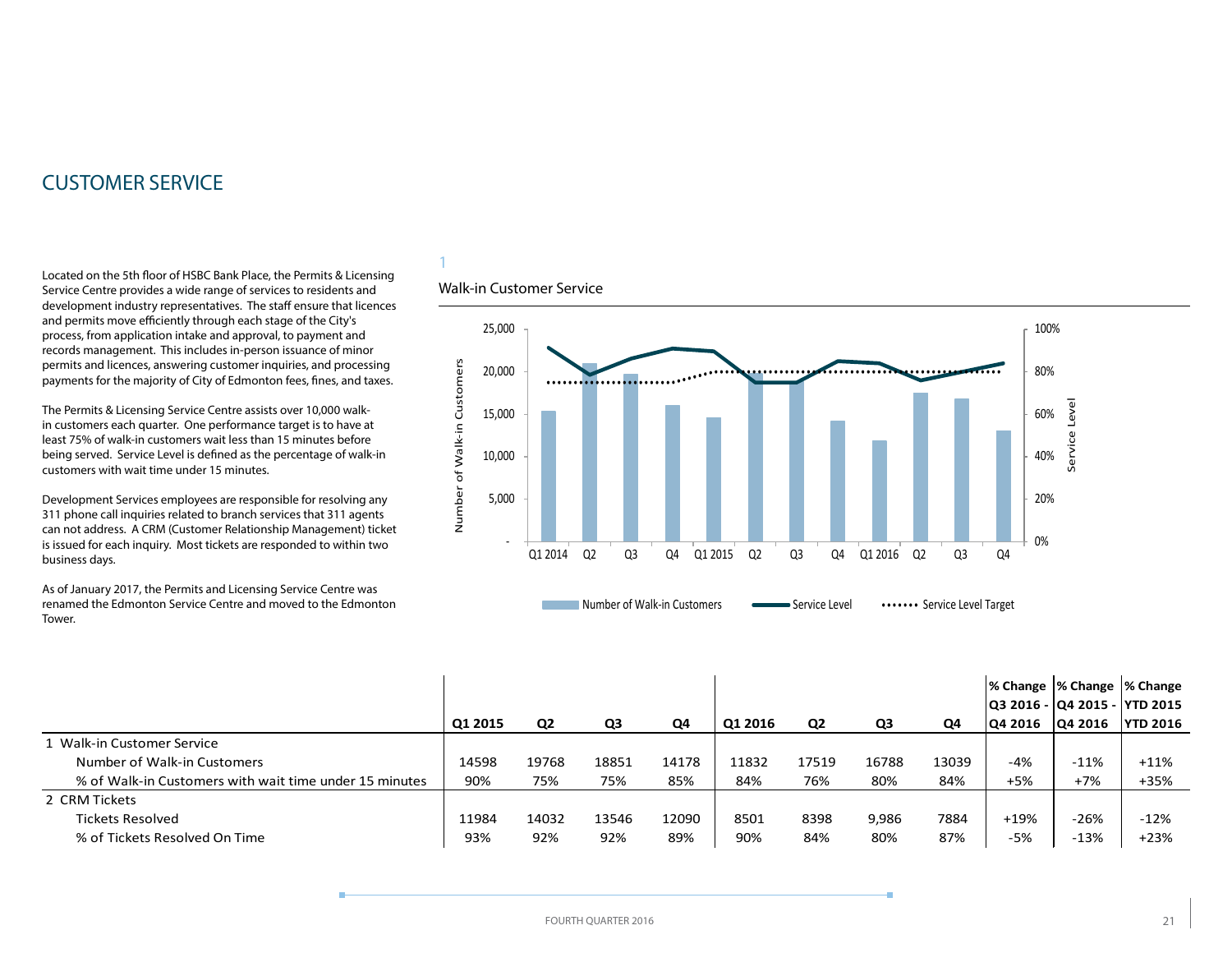# CUSTOMER SERVICE

Located on the 5th floor of HSBC Bank Place, the Permits & Licensing Service Centre provides a wide range of services to residents and development industry representatives. The staff ensure that licences and permits move efficiently through each stage of the City's process, from application intake and approval, to payment and records management. This includes in-person issuance of minor permits and licences, answering customer inquiries, and processing payments for the majority of City of Edmonton fees, fines, and taxes.

The Permits & Licensing Service Centre assists over 10,000 walk-in customers each quarter. One performance target is to have at least 75% of walk-in customers wait less than 15 minutes before being served. Service Level is defined as the percentage of walk-in customers with wait time under 15 minutes.

Development Services employees are responsible for resolving any 311 phone call inquiries related to branch services that 311 agents can not address. A CRM (Customer Relationship Management) ticket is issued for each inquiry. Most tickets are responded to within two business days.

As of January 2017, the Permits and Licensing Service Centre was renamed the Edmonton Service Centre and moved to the Edmonton Tower.

1

Walk-in Customer Service

| | Q1 2015 | Q2 | Q3 | Q4 | Q1 2016 | Q2 | Q3 | Q4 | % Change Q3 2016 - Q4 2016 | % Change Q4 2015 - Q4 2016 | % Change YTD 2015 YTD 2016 |
|---|---|---|---|---|---|---|---|---|---|---|---|
| 1 Walk-in Customer Service | | | | | | | | | | | |
| Number of Walk-in Customers | 14598 | 19768 | 18851 | 14178 | 11832 | 17519 | 16788 | 13039 | -4% | -11% | +11% |
| % of Walk-in Customers with wait time under 15 minutes | 90% | 75% | 75% | 85% | 84% | 76% | 80% | 84% | +5% | +7% | +35% |
| 2 CRM Tickets | | | | | | | | | | | |
| Tickets Resolved | 11984 | 14032 | 13546 | 12090 | 8501 | 8398 | 9,986 | 7884 | +19% | -26% | -12% |
| % of Tickets Resolved On Time | 93% | 92% | 92% | 89% | 90% | 84% | 80% | 87% | -5% | -13% | +23% |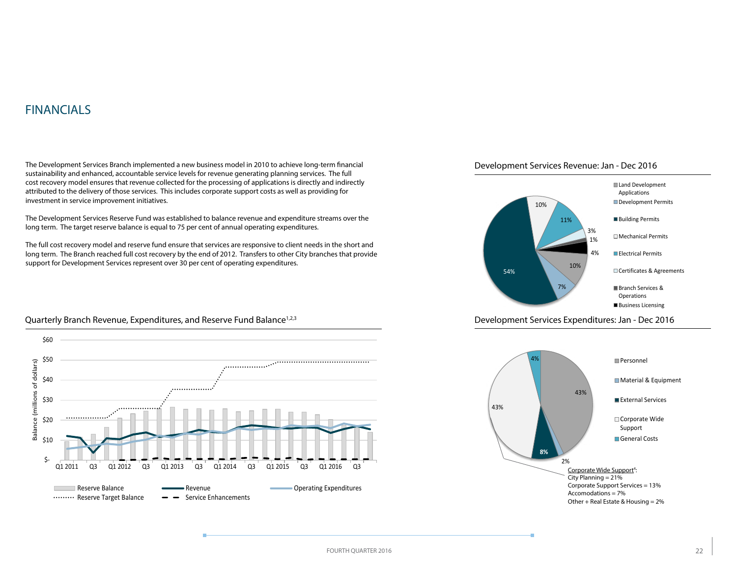# FINANCIALS

The Development Services Branch implemented a new business model in 2010 to achieve long-term financial sustainability and enhanced, accountable service levels for revenue generating planning services. The full cost recovery model ensures that revenue collected for the processing of applications is directly and indirectly attributed to the delivery of those services. This includes corporate support costs as well as providing for investment in service improvement initiatives.

The Development Services Reserve Fund was established to balance revenue and expenditure streams over the long term. The target reserve balance is equal to 75 per cent of annual operating expenditures.

The full cost recovery model and reserve fund ensure that services are responsive to client needs in the short and long term. The Branch reached full cost recovery by the end of 2012. Transfers to other City branches that provide support for Development Services represent over 30 per cent of operating expenditures.

## Quarterly Branch Revenue, Expenditures, and Reserve Fund Balance[1,2,3]

Balance (millions of dollars): $60, $50, $40, $30, $20, $10, $-

Q1 2011, Q3, Q1 2012, Q3, Q1 2013, Q3, Q1 2014, Q3, Q1 2015, Q3, Q1 2016, Q3

Reserve Balance — Revenue — Operating Expenditures — Reserve Target Balance — Service Enhancements

## Development Services Revenue: Jan - Dec 2016

- Land Development Applications
- Development Permits
- Building Permits
- Mechanical Permits
- Electrical Permits
- Certificates & Agreements
- Branch Services & Operations
- Business Licensing

10%, 11%, 3%, 1%, 4%, 10%, 7%, 54%

## Development Services Expenditures: Jan - Dec 2016

- Personnel
- Material & Equipment
- External Services
- Corporate Wide Support
- General Costs

4%, 43%, 43%, 8%, 2%

Corporate Wide Support[4]:
City Planning = 21%
Corporate Support Services = 13%
Accomodations = 7%
Other + Real Estate & Housing = 2%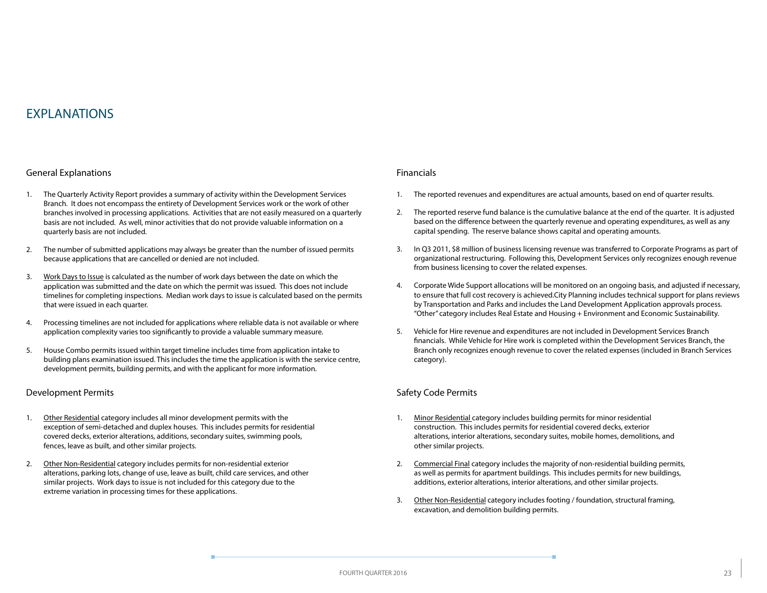# EXPLANATIONS

## General Explanations

1. The Quarterly Activity Report provides a summary of activity within the Development Services Branch. It does not encompass the entirety of Development Services work or the work of other branches involved in processing applications. Activities that are not easily measured on a quarterly basis are not included. As well, minor activities that do not provide valuable information on a quarterly basis are not included.

2. The number of submitted applications may always be greater than the number of issued permits because applications that are cancelled or denied are not included.

3. Work Days to Issue is calculated as the number of work days between the date on which the application was submitted and the date on which the permit was issued. This does not include timelines for completing inspections. Median work days to issue is calculated based on the permits that were issued in each quarter.

4. Processing timelines are not included for applications where reliable data is not available or where application complexity varies too significantly to provide a valuable summary measure.

5. House Combo permits issued within target timeline includes time from application intake to building plans examination issued. This includes the time the application is with the service centre, development permits, building permits, and with the applicant for more information.

## Development Permits

1. Other Residential category includes all minor development permits with the exception of semi-detached and duplex houses. This includes permits for residential covered decks, exterior alterations, additions, secondary suites, swimming pools, fences, leave as built, and other similar projects.

2. Other Non-Residential category includes permits for non-residential exterior alterations, parking lots, change of use, leave as built, child care services, and other similar projects. Work days to issue is not included for this category due to the extreme variation in processing times for these applications.

## Financials

1. The reported revenues and expenditures are actual amounts, based on end of quarter results.

2. The reported reserve fund balance is the cumulative balance at the end of the quarter. It is adjusted based on the difference between the quarterly revenue and operating expenditures, as well as any capital spending. The reserve balance shows capital and operating amounts.

3. In Q3 2011, $8 million of business licensing revenue was transferred to Corporate Programs as part of organizational restructuring. Following this, Development Services only recognizes enough revenue from business licensing to cover the related expenses.

4. Corporate Wide Support allocations will be monitored on an ongoing basis, and adjusted if necessary, to ensure that full cost recovery is achieved.City Planning includes technical support for plans reviews by Transportation and Parks and includes the Land Development Application approvals process. "Other" category includes Real Estate and Housing + Environment and Economic Sustainability.

5. Vehicle for Hire revenue and expenditures are not included in Development Services Branch financials. While Vehicle for Hire work is completed within the Development Services Branch, the Branch only recognizes enough revenue to cover the related expenses (included in Branch Services category).

## Safety Code Permits

1. Minor Residential category includes building permits for minor residential construction. This includes permits for residential covered decks, exterior alterations, interior alterations, secondary suites, mobile homes, demolitions, and other similar projects.

2. Commercial Final category includes the majority of non-residential building permits, as well as permits for apartment buildings. This includes permits for new buildings, additions, exterior alterations, interior alterations, and other similar projects.

3. Other Non-Residential category includes footing / foundation, structural framing, excavation, and demolition building permits.